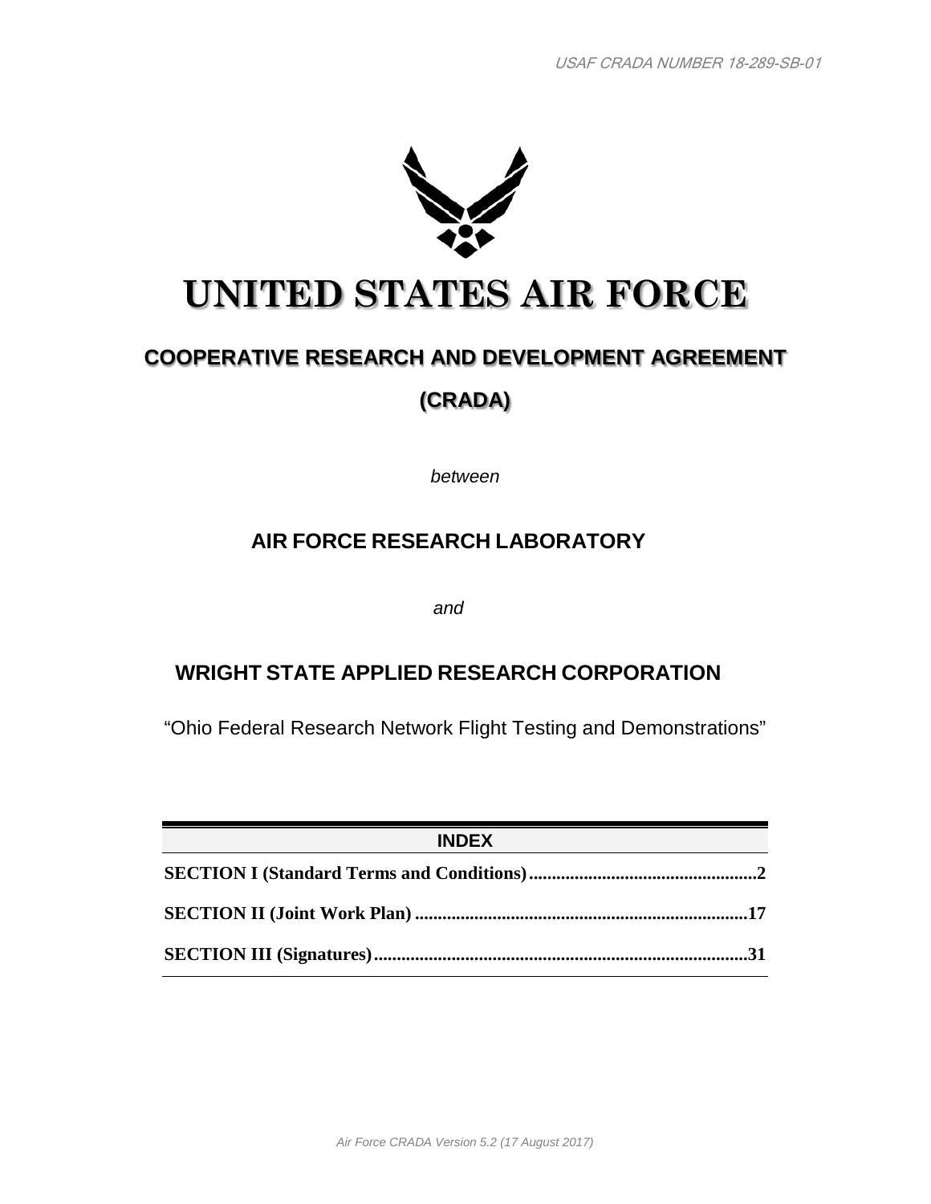USAF CRADA NUMBER 18-289-SB-01

# UNITED STATES AIR FORCE

## COOPERATIVE RESEARCH AND DEVELOPMENT AGREEMENT

## (CRADA)

*between*

### AIR FORCE RESEARCH LABORATORY

*and*

### WRIGHT STATE APPLIED RESEARCH CORPORATION

"Ohio Federal Research Network Flight Testing and Demonstrations"

| INDEX | |
|---|---|
| **SECTION I (Standard Terms and Conditions)** | **2** |
| **SECTION II (Joint Work Plan)** | **17** |
| **SECTION III (Signatures)** | **31** |

*Air Force CRADA Version 5.2 (17 August 2017)*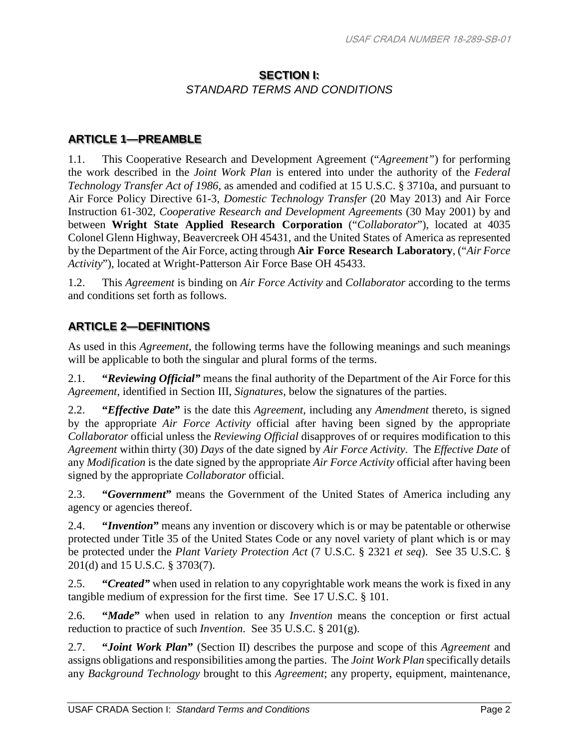## SECTION I:
*STANDARD TERMS AND CONDITIONS*

### ARTICLE 1—PREAMBLE

1.1. This Cooperative Research and Development Agreement ("*Agreement"*) for performing the work described in the *Joint Work Plan* is entered into under the authority of the *Federal Technology Transfer Act of 1986*, as amended and codified at 15 U.S.C. § 3710a, and pursuant to Air Force Policy Directive 61-3, *Domestic Technology Transfer* (20 May 2013) and Air Force Instruction 61-302, *Cooperative Research and Development Agreements* (30 May 2001) by and between **Wright State Applied Research Corporation** ("*Collaborator*"), located at 4035 Colonel Glenn Highway, Beavercreek OH 45431, and the United States of America as represented by the Department of the Air Force, acting through **Air Force Research Laboratory**, ("*Air Force Activity*"), located at Wright-Patterson Air Force Base OH 45433.

1.2. This *Agreement* is binding on *Air Force Activity* and *Collaborator* according to the terms and conditions set forth as follows.

### ARTICLE 2—DEFINITIONS

As used in this *Agreement*, the following terms have the following meanings and such meanings will be applicable to both the singular and plural forms of the terms.

2.1. **"*Reviewing Official*"** means the final authority of the Department of the Air Force for this *Agreement*, identified in Section III, *Signatures*, below the signatures of the parties.

2.2. **"*Effective Date*"** is the date this *Agreement*, including any *Amendment* thereto, is signed by the appropriate *Air Force Activity* official after having been signed by the appropriate *Collaborator* official unless the *Reviewing Official* disapproves of or requires modification to this *Agreement* within thirty (30) *Days* of the date signed by *Air Force Activity*. The *Effective Date* of any *Modification* is the date signed by the appropriate *Air Force Activity* official after having been signed by the appropriate *Collaborator* official.

2.3. **"*Government*"** means the Government of the United States of America including any agency or agencies thereof.

2.4. **"*Invention*"** means any invention or discovery which is or may be patentable or otherwise protected under Title 35 of the United States Code or any novel variety of plant which is or may be protected under the *Plant Variety Protection Act* (7 U.S.C. § 2321 *et seq*). See 35 U.S.C. § 201(d) and 15 U.S.C. § 3703(7).

2.5. **"*Created*"** when used in relation to any copyrightable work means the work is fixed in any tangible medium of expression for the first time. See 17 U.S.C. § 101.

2.6. **"*Made*"** when used in relation to any *Invention* means the conception or first actual reduction to practice of such *Invention*. See 35 U.S.C. § 201(g).

2.7. **"*Joint Work Plan*"** (Section II) describes the purpose and scope of this *Agreement* and assigns obligations and responsibilities among the parties. The *Joint Work Plan* specifically details any *Background Technology* brought to this *Agreement*; any property, equipment, maintenance,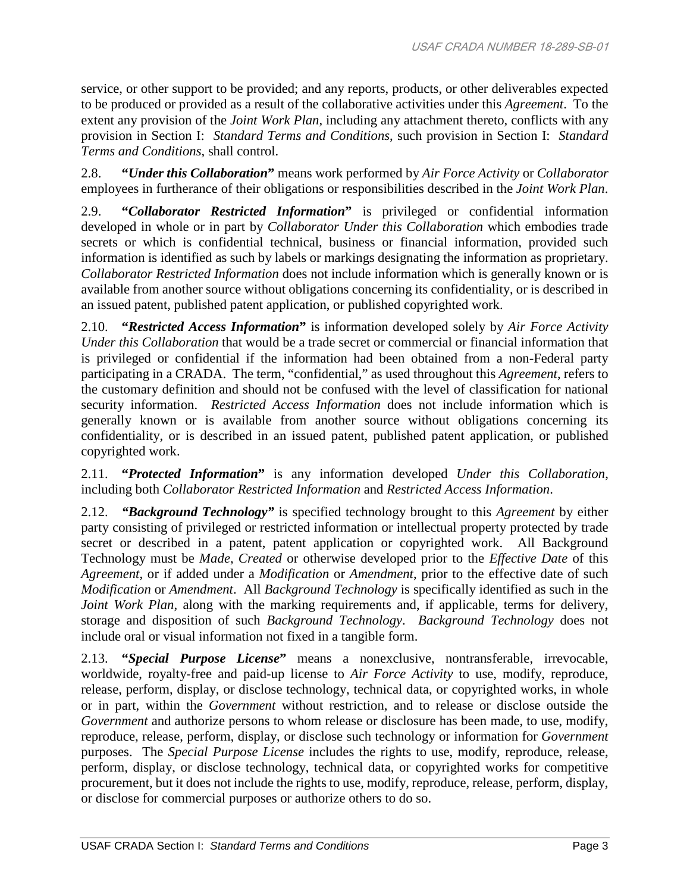service, or other support to be provided; and any reports, products, or other deliverables expected to be produced or provided as a result of the collaborative activities under this *Agreement*. To the extent any provision of the *Joint Work Plan*, including any attachment thereto, conflicts with any provision in Section I: *Standard Terms and Conditions*, such provision in Section I: *Standard Terms and Conditions*, shall control.

2.8. **"*Under this Collaboration*"** means work performed by *Air Force Activity* or *Collaborator* employees in furtherance of their obligations or responsibilities described in the *Joint Work Plan*.

2.9. **"*Collaborator Restricted Information*"** is privileged or confidential information developed in whole or in part by *Collaborator Under this Collaboration* which embodies trade secrets or which is confidential technical, business or financial information, provided such information is identified as such by labels or markings designating the information as proprietary. *Collaborator Restricted Information* does not include information which is generally known or is available from another source without obligations concerning its confidentiality, or is described in an issued patent, published patent application, or published copyrighted work.

2.10. **"*Restricted Access Information*"** is information developed solely by *Air Force Activity Under this Collaboration* that would be a trade secret or commercial or financial information that is privileged or confidential if the information had been obtained from a non-Federal party participating in a CRADA. The term, "confidential," as used throughout this *Agreement*, refers to the customary definition and should not be confused with the level of classification for national security information. *Restricted Access Information* does not include information which is generally known or is available from another source without obligations concerning its confidentiality, or is described in an issued patent, published patent application, or published copyrighted work.

2.11. **"*Protected Information*"** is any information developed *Under this Collaboration*, including both *Collaborator Restricted Information* and *Restricted Access Information*.

2.12. ***"Background Technology"*** is specified technology brought to this *Agreement* by either party consisting of privileged or restricted information or intellectual property protected by trade secret or described in a patent, patent application or copyrighted work. All Background Technology must be *Made*, *Created* or otherwise developed prior to the *Effective Date* of this *Agreement*, or if added under a *Modification* or *Amendment*, prior to the effective date of such *Modification* or *Amendment*. All *Background Technology* is specifically identified as such in the *Joint Work Plan*, along with the marking requirements and, if applicable, terms for delivery, storage and disposition of such *Background Technology*. *Background Technology* does not include oral or visual information not fixed in a tangible form.

2.13. **"*Special Purpose License*"** means a nonexclusive, nontransferable, irrevocable, worldwide, royalty-free and paid-up license to *Air Force Activity* to use, modify, reproduce, release, perform, display, or disclose technology, technical data, or copyrighted works, in whole or in part, within the *Government* without restriction, and to release or disclose outside the *Government* and authorize persons to whom release or disclosure has been made, to use, modify, reproduce, release, perform, display, or disclose such technology or information for *Government* purposes. The *Special Purpose License* includes the rights to use, modify, reproduce, release, perform, display, or disclose technology, technical data, or copyrighted works for competitive procurement, but it does not include the rights to use, modify, reproduce, release, perform, display, or disclose for commercial purposes or authorize others to do so.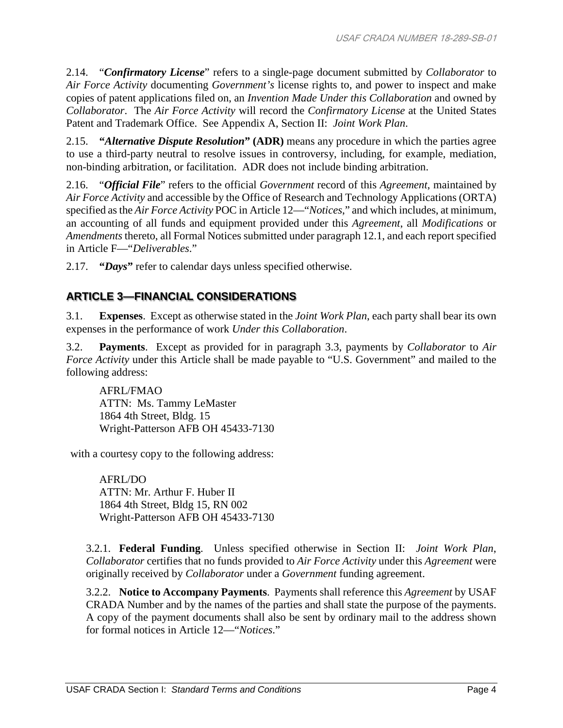2.14. "*Confirmatory License*" refers to a single-page document submitted by *Collaborator* to *Air Force Activity* documenting *Government's* license rights to, and power to inspect and make copies of patent applications filed on, an *Invention Made Under this Collaboration* and owned by *Collaborator*. The *Air Force Activity* will record the *Confirmatory License* at the United States Patent and Trademark Office. See Appendix A, Section II: *Joint Work Plan*.

2.15. **"*Alternative Dispute Resolution*" (ADR)** means any procedure in which the parties agree to use a third-party neutral to resolve issues in controversy, including, for example, mediation, non-binding arbitration, or facilitation. ADR does not include binding arbitration.

2.16. "*Official File*" refers to the official *Government* record of this *Agreement*, maintained by *Air Force Activity* and accessible by the Office of Research and Technology Applications (ORTA) specified as the *Air Force Activity* POC in Article 12—"*Notices*," and which includes, at minimum, an accounting of all funds and equipment provided under this *Agreement*, all *Modifications* or *Amendments* thereto, all Formal Notices submitted under paragraph 12.1, and each report specified in Article F—"*Deliverables*."

2.17. **"*Days*"** refer to calendar days unless specified otherwise.

## ARTICLE 3—FINANCIAL CONSIDERATIONS

3.1. **Expenses**. Except as otherwise stated in the *Joint Work Plan*, each party shall bear its own expenses in the performance of work *Under this Collaboration*.

3.2. **Payments**. Except as provided for in paragraph 3.3, payments by *Collaborator* to *Air Force Activity* under this Article shall be made payable to "U.S. Government" and mailed to the following address:

AFRL/FMAO
ATTN: Ms. Tammy LeMaster
1864 4th Street, Bldg. 15
Wright-Patterson AFB OH 45433-7130

with a courtesy copy to the following address:

AFRL/DO
ATTN: Mr. Arthur F. Huber II
1864 4th Street, Bldg 15, RN 002
Wright-Patterson AFB OH 45433-7130

3.2.1. **Federal Funding**. Unless specified otherwise in Section II: *Joint Work Plan*, *Collaborator* certifies that no funds provided to *Air Force Activity* under this *Agreement* were originally received by *Collaborator* under a *Government* funding agreement.

3.2.2. **Notice to Accompany Payments**. Payments shall reference this *Agreement* by USAF CRADA Number and by the names of the parties and shall state the purpose of the payments. A copy of the payment documents shall also be sent by ordinary mail to the address shown for formal notices in Article 12—"*Notices*."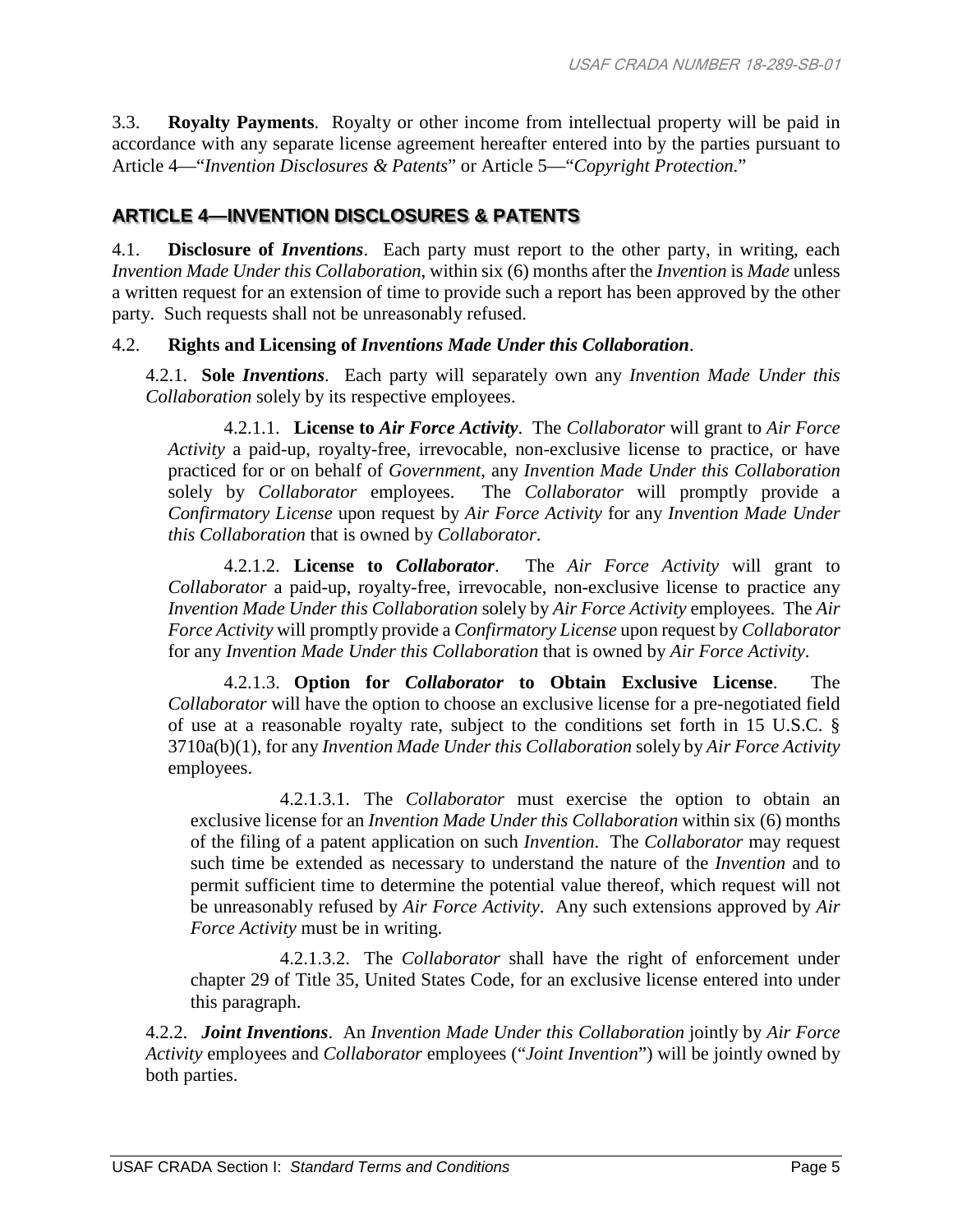3.3. **Royalty Payments**. Royalty or other income from intellectual property will be paid in accordance with any separate license agreement hereafter entered into by the parties pursuant to Article 4—"*Invention Disclosures & Patents*" or Article 5—"*Copyright Protection*."

## ARTICLE 4—INVENTION DISCLOSURES & PATENTS

4.1. **Disclosure of *Inventions***. Each party must report to the other party, in writing, each *Invention Made Under this Collaboration*, within six (6) months after the *Invention* is *Made* unless a written request for an extension of time to provide such a report has been approved by the other party. Such requests shall not be unreasonably refused.

4.2. **Rights and Licensing of *Inventions Made Under this Collaboration***.

4.2.1. **Sole *Inventions***. Each party will separately own any *Invention Made Under this Collaboration* solely by its respective employees.

4.2.1.1. **License to *Air Force Activity***. The *Collaborator* will grant to *Air Force Activity* a paid-up, royalty-free, irrevocable, non-exclusive license to practice, or have practiced for or on behalf of *Government*, any *Invention Made Under this Collaboration* solely by *Collaborator* employees. The *Collaborator* will promptly provide a *Confirmatory License* upon request by *Air Force Activity* for any *Invention Made Under this Collaboration* that is owned by *Collaborator*.

4.2.1.2. **License to *Collaborator***. The *Air Force Activity* will grant to *Collaborator* a paid-up, royalty-free, irrevocable, non-exclusive license to practice any *Invention Made Under this Collaboration* solely by *Air Force Activity* employees. The *Air Force Activity* will promptly provide a *Confirmatory License* upon request by *Collaborator* for any *Invention Made Under this Collaboration* that is owned by *Air Force Activity*.

4.2.1.3. **Option for *Collaborator* to Obtain Exclusive License**. The *Collaborator* will have the option to choose an exclusive license for a pre-negotiated field of use at a reasonable royalty rate, subject to the conditions set forth in 15 U.S.C. § 3710a(b)(1), for any *Invention Made Under this Collaboration* solely by *Air Force Activity* employees.

4.2.1.3.1. The *Collaborator* must exercise the option to obtain an exclusive license for an *Invention Made Under this Collaboration* within six (6) months of the filing of a patent application on such *Invention*. The *Collaborator* may request such time be extended as necessary to understand the nature of the *Invention* and to permit sufficient time to determine the potential value thereof, which request will not be unreasonably refused by *Air Force Activity*. Any such extensions approved by *Air Force Activity* must be in writing.

4.2.1.3.2. The *Collaborator* shall have the right of enforcement under chapter 29 of Title 35, United States Code, for an exclusive license entered into under this paragraph.

4.2.2. ***Joint Inventions***. An *Invention Made Under this Collaboration* jointly by *Air Force Activity* employees and *Collaborator* employees ("*Joint Invention*") will be jointly owned by both parties.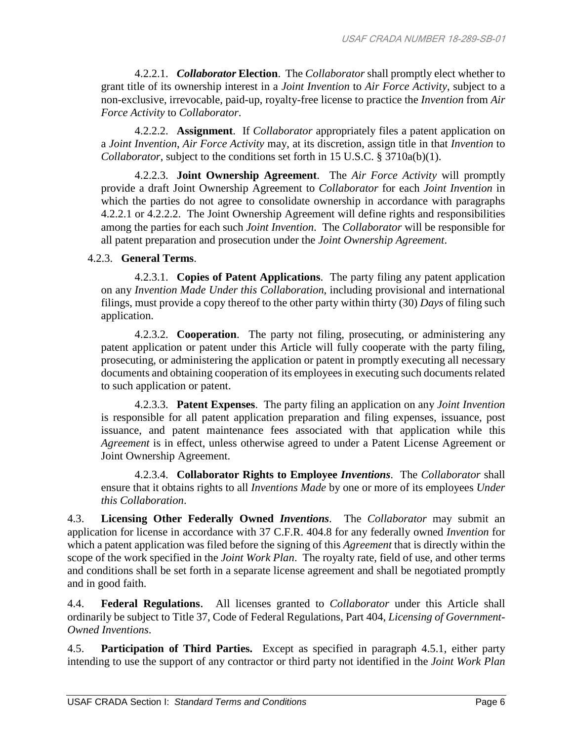4.2.2.1. ***Collaborator* Election**. The *Collaborator* shall promptly elect whether to grant title of its ownership interest in a *Joint Invention* to *Air Force Activity*, subject to a non-exclusive, irrevocable, paid-up, royalty-free license to practice the *Invention* from *Air Force Activity* to *Collaborator*.

4.2.2.2. **Assignment**. If *Collaborator* appropriately files a patent application on a *Joint Invention*, *Air Force Activity* may, at its discretion, assign title in that *Invention* to *Collaborator*, subject to the conditions set forth in 15 U.S.C. § 3710a(b)(1).

4.2.2.3. **Joint Ownership Agreement**. The *Air Force Activity* will promptly provide a draft Joint Ownership Agreement to *Collaborator* for each *Joint Invention* in which the parties do not agree to consolidate ownership in accordance with paragraphs 4.2.2.1 or 4.2.2.2. The Joint Ownership Agreement will define rights and responsibilities among the parties for each such *Joint Invention*. The *Collaborator* will be responsible for all patent preparation and prosecution under the *Joint Ownership Agreement*.

4.2.3. **General Terms**.

4.2.3.1. **Copies of Patent Applications**. The party filing any patent application on any *Invention Made Under this Collaboration*, including provisional and international filings, must provide a copy thereof to the other party within thirty (30) *Days* of filing such application.

4.2.3.2. **Cooperation**. The party not filing, prosecuting, or administering any patent application or patent under this Article will fully cooperate with the party filing, prosecuting, or administering the application or patent in promptly executing all necessary documents and obtaining cooperation of its employees in executing such documents related to such application or patent.

4.2.3.3. **Patent Expenses**. The party filing an application on any *Joint Invention* is responsible for all patent application preparation and filing expenses, issuance, post issuance, and patent maintenance fees associated with that application while this *Agreement* is in effect, unless otherwise agreed to under a Patent License Agreement or Joint Ownership Agreement.

4.2.3.4. **Collaborator Rights to Employee *Inventions***. The *Collaborator* shall ensure that it obtains rights to all *Inventions Made* by one or more of its employees *Under this Collaboration*.

4.3. **Licensing Other Federally Owned *Inventions***. The *Collaborator* may submit an application for license in accordance with 37 C.F.R. 404.8 for any federally owned *Invention* for which a patent application was filed before the signing of this *Agreement* that is directly within the scope of the work specified in the *Joint Work Plan*. The royalty rate, field of use, and other terms and conditions shall be set forth in a separate license agreement and shall be negotiated promptly and in good faith.

4.4. **Federal Regulations**. All licenses granted to *Collaborator* under this Article shall ordinarily be subject to Title 37, Code of Federal Regulations, Part 404, *Licensing of Government-Owned Inventions*.

4.5. **Participation of Third Parties.** Except as specified in paragraph 4.5.1, either party intending to use the support of any contractor or third party not identified in the *Joint Work Plan*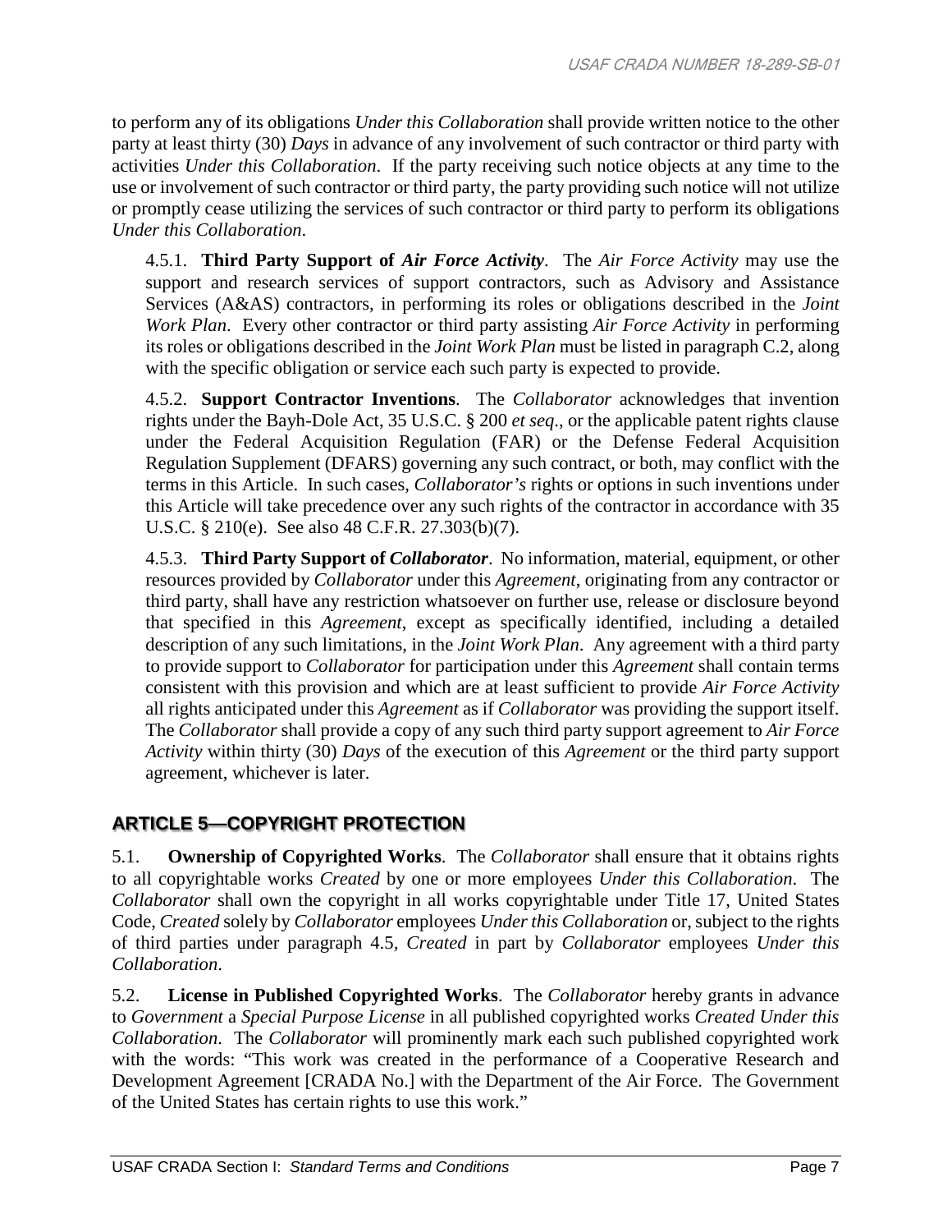to perform any of its obligations *Under this Collaboration* shall provide written notice to the other party at least thirty (30) *Days* in advance of any involvement of such contractor or third party with activities *Under this Collaboration*. If the party receiving such notice objects at any time to the use or involvement of such contractor or third party, the party providing such notice will not utilize or promptly cease utilizing the services of such contractor or third party to perform its obligations *Under this Collaboration*.

4.5.1. **Third Party Support of *Air Force Activity***. The *Air Force Activity* may use the support and research services of support contractors, such as Advisory and Assistance Services (A&AS) contractors, in performing its roles or obligations described in the *Joint Work Plan*. Every other contractor or third party assisting *Air Force Activity* in performing its roles or obligations described in the *Joint Work Plan* must be listed in paragraph C.2, along with the specific obligation or service each such party is expected to provide.

4.5.2. **Support Contractor Inventions**. The *Collaborator* acknowledges that invention rights under the Bayh-Dole Act, 35 U.S.C. § 200 *et seq*., or the applicable patent rights clause under the Federal Acquisition Regulation (FAR) or the Defense Federal Acquisition Regulation Supplement (DFARS) governing any such contract, or both, may conflict with the terms in this Article. In such cases, *Collaborator's* rights or options in such inventions under this Article will take precedence over any such rights of the contractor in accordance with 35 U.S.C. § 210(e). See also 48 C.F.R. 27.303(b)(7).

4.5.3. **Third Party Support of *Collaborator***. No information, material, equipment, or other resources provided by *Collaborator* under this *Agreement*, originating from any contractor or third party, shall have any restriction whatsoever on further use, release or disclosure beyond that specified in this *Agreement*, except as specifically identified, including a detailed description of any such limitations, in the *Joint Work Plan*. Any agreement with a third party to provide support to *Collaborator* for participation under this *Agreement* shall contain terms consistent with this provision and which are at least sufficient to provide *Air Force Activity* all rights anticipated under this *Agreement* as if *Collaborator* was providing the support itself. The *Collaborator* shall provide a copy of any such third party support agreement to *Air Force Activity* within thirty (30) *Days* of the execution of this *Agreement* or the third party support agreement, whichever is later.

## ARTICLE 5—COPYRIGHT PROTECTION

5.1. **Ownership of Copyrighted Works**. The *Collaborator* shall ensure that it obtains rights to all copyrightable works *Created* by one or more employees *Under this Collaboration*. The *Collaborator* shall own the copyright in all works copyrightable under Title 17, United States Code, *Created* solely by *Collaborator* employees *Under this Collaboration* or, subject to the rights of third parties under paragraph 4.5, *Created* in part by *Collaborator* employees *Under this Collaboration*.

5.2. **License in Published Copyrighted Works**. The *Collaborator* hereby grants in advance to *Government* a *Special Purpose License* in all published copyrighted works *Created Under this Collaboration*. The *Collaborator* will prominently mark each such published copyrighted work with the words: "This work was created in the performance of a Cooperative Research and Development Agreement [CRADA No.] with the Department of the Air Force. The Government of the United States has certain rights to use this work."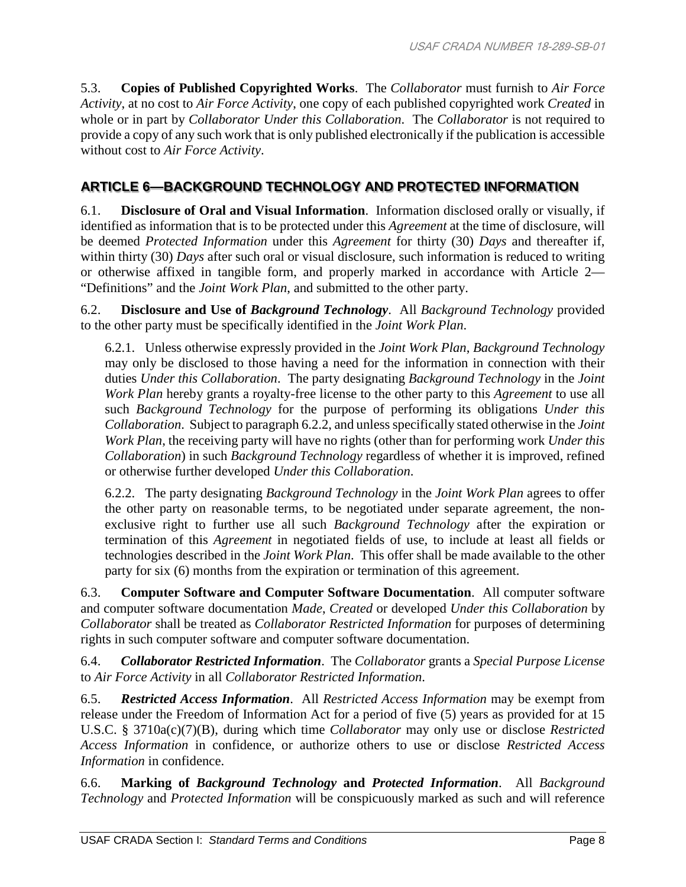5.3. **Copies of Published Copyrighted Works**. The *Collaborator* must furnish to *Air Force Activity*, at no cost to *Air Force Activity*, one copy of each published copyrighted work *Created* in whole or in part by *Collaborator Under this Collaboration*. The *Collaborator* is not required to provide a copy of any such work that is only published electronically if the publication is accessible without cost to *Air Force Activity*.

## ARTICLE 6—BACKGROUND TECHNOLOGY AND PROTECTED INFORMATION

6.1. **Disclosure of Oral and Visual Information**. Information disclosed orally or visually, if identified as information that is to be protected under this *Agreement* at the time of disclosure, will be deemed *Protected Information* under this *Agreement* for thirty (30) *Days* and thereafter if, within thirty (30) *Days* after such oral or visual disclosure, such information is reduced to writing or otherwise affixed in tangible form, and properly marked in accordance with Article 2—"Definitions" and the *Joint Work Plan*, and submitted to the other party.

6.2. **Disclosure and Use of *Background Technology***. All *Background Technology* provided to the other party must be specifically identified in the *Joint Work Plan*.

6.2.1. Unless otherwise expressly provided in the *Joint Work Plan*, *Background Technology* may only be disclosed to those having a need for the information in connection with their duties *Under this Collaboration*. The party designating *Background Technology* in the *Joint Work Plan* hereby grants a royalty-free license to the other party to this *Agreement* to use all such *Background Technology* for the purpose of performing its obligations *Under this Collaboration*. Subject to paragraph 6.2.2, and unless specifically stated otherwise in the *Joint Work Plan*, the receiving party will have no rights (other than for performing work *Under this Collaboration*) in such *Background Technology* regardless of whether it is improved, refined or otherwise further developed *Under this Collaboration*.

6.2.2. The party designating *Background Technology* in the *Joint Work Plan* agrees to offer the other party on reasonable terms, to be negotiated under separate agreement, the non-exclusive right to further use all such *Background Technology* after the expiration or termination of this *Agreement* in negotiated fields of use, to include at least all fields or technologies described in the *Joint Work Plan*. This offer shall be made available to the other party for six (6) months from the expiration or termination of this agreement.

6.3. **Computer Software and Computer Software Documentation**. All computer software and computer software documentation *Made*, *Created* or developed *Under this Collaboration* by *Collaborator* shall be treated as *Collaborator Restricted Information* for purposes of determining rights in such computer software and computer software documentation.

6.4. ***Collaborator Restricted Information***. The *Collaborator* grants a *Special Purpose License* to *Air Force Activity* in all *Collaborator Restricted Information*.

6.5. ***Restricted Access Information***. All *Restricted Access Information* may be exempt from release under the Freedom of Information Act for a period of five (5) years as provided for at 15 U.S.C. § 3710a(c)(7)(B), during which time *Collaborator* may only use or disclose *Restricted Access Information* in confidence, or authorize others to use or disclose *Restricted Access Information* in confidence.

6.6. **Marking of *Background Technology* and *Protected Information***. All *Background Technology* and *Protected Information* will be conspicuously marked as such and will reference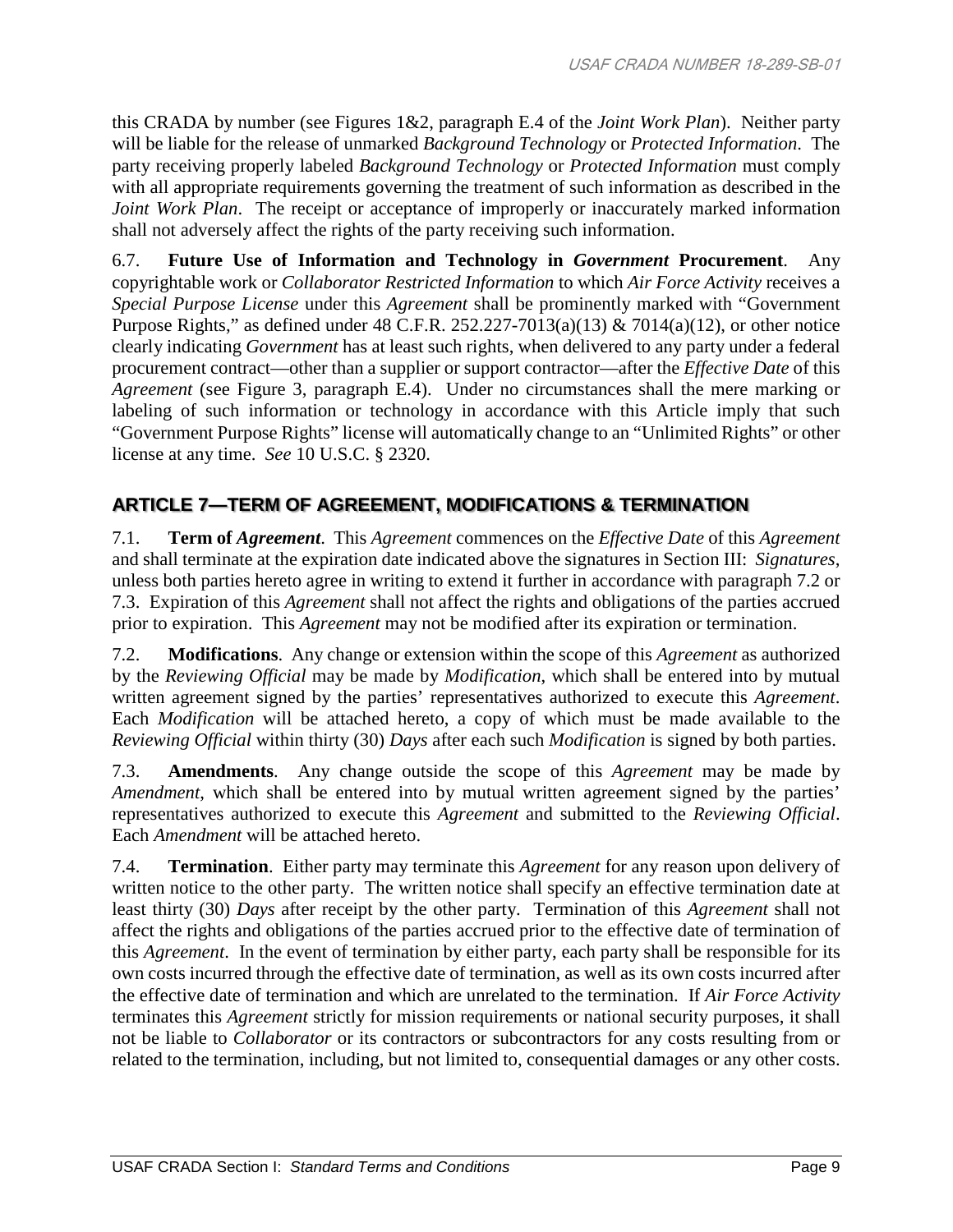this CRADA by number (see Figures 1&2, paragraph E.4 of the *Joint Work Plan*). Neither party will be liable for the release of unmarked *Background Technology* or *Protected Information*. The party receiving properly labeled *Background Technology* or *Protected Information* must comply with all appropriate requirements governing the treatment of such information as described in the *Joint Work Plan*. The receipt or acceptance of improperly or inaccurately marked information shall not adversely affect the rights of the party receiving such information.

6.7. **Future Use of Information and Technology in *Government* Procurement**. Any copyrightable work or *Collaborator Restricted Information* to which *Air Force Activity* receives a *Special Purpose License* under this *Agreement* shall be prominently marked with "Government Purpose Rights," as defined under 48 C.F.R. 252.227-7013(a)(13) & 7014(a)(12), or other notice clearly indicating *Government* has at least such rights, when delivered to any party under a federal procurement contract—other than a supplier or support contractor—after the *Effective Date* of this *Agreement* (see Figure 3, paragraph E.4). Under no circumstances shall the mere marking or labeling of such information or technology in accordance with this Article imply that such "Government Purpose Rights" license will automatically change to an "Unlimited Rights" or other license at any time. *See* 10 U.S.C. § 2320.

## ARTICLE 7—TERM OF AGREEMENT, MODIFICATIONS & TERMINATION

7.1. **Term of *Agreement***. This *Agreement* commences on the *Effective Date* of this *Agreement* and shall terminate at the expiration date indicated above the signatures in Section III: *Signatures*, unless both parties hereto agree in writing to extend it further in accordance with paragraph 7.2 or 7.3. Expiration of this *Agreement* shall not affect the rights and obligations of the parties accrued prior to expiration. This *Agreement* may not be modified after its expiration or termination.

7.2. **Modifications**. Any change or extension within the scope of this *Agreement* as authorized by the *Reviewing Official* may be made by *Modification*, which shall be entered into by mutual written agreement signed by the parties' representatives authorized to execute this *Agreement*. Each *Modification* will be attached hereto, a copy of which must be made available to the *Reviewing Official* within thirty (30) *Days* after each such *Modification* is signed by both parties.

7.3. **Amendments**. Any change outside the scope of this *Agreement* may be made by *Amendment*, which shall be entered into by mutual written agreement signed by the parties' representatives authorized to execute this *Agreement* and submitted to the *Reviewing Official*. Each *Amendment* will be attached hereto.

7.4. **Termination**. Either party may terminate this *Agreement* for any reason upon delivery of written notice to the other party. The written notice shall specify an effective termination date at least thirty (30) *Days* after receipt by the other party. Termination of this *Agreement* shall not affect the rights and obligations of the parties accrued prior to the effective date of termination of this *Agreement*. In the event of termination by either party, each party shall be responsible for its own costs incurred through the effective date of termination, as well as its own costs incurred after the effective date of termination and which are unrelated to the termination. If *Air Force Activity* terminates this *Agreement* strictly for mission requirements or national security purposes, it shall not be liable to *Collaborator* or its contractors or subcontractors for any costs resulting from or related to the termination, including, but not limited to, consequential damages or any other costs.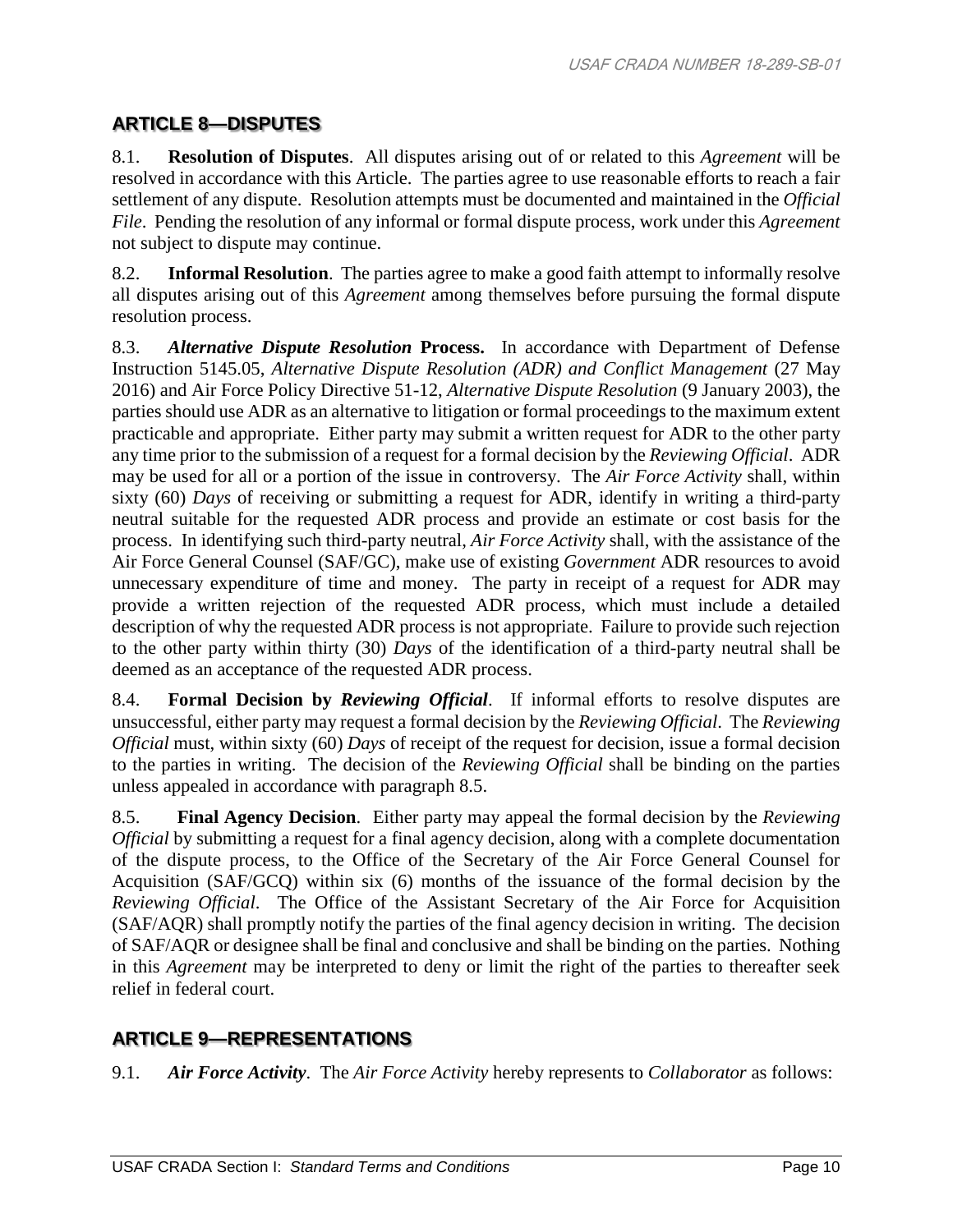## ARTICLE 8—DISPUTES

8.1. **Resolution of Disputes**. All disputes arising out of or related to this *Agreement* will be resolved in accordance with this Article. The parties agree to use reasonable efforts to reach a fair settlement of any dispute. Resolution attempts must be documented and maintained in the *Official File*. Pending the resolution of any informal or formal dispute process, work under this *Agreement* not subject to dispute may continue.

8.2. **Informal Resolution**. The parties agree to make a good faith attempt to informally resolve all disputes arising out of this *Agreement* among themselves before pursuing the formal dispute resolution process.

8.3. ***Alternative Dispute Resolution* Process.** In accordance with Department of Defense Instruction 5145.05, *Alternative Dispute Resolution (ADR) and Conflict Management* (27 May 2016) and Air Force Policy Directive 51-12, *Alternative Dispute Resolution* (9 January 2003), the parties should use ADR as an alternative to litigation or formal proceedings to the maximum extent practicable and appropriate. Either party may submit a written request for ADR to the other party any time prior to the submission of a request for a formal decision by the *Reviewing Official*. ADR may be used for all or a portion of the issue in controversy. The *Air Force Activity* shall, within sixty (60) *Days* of receiving or submitting a request for ADR, identify in writing a third-party neutral suitable for the requested ADR process and provide an estimate or cost basis for the process. In identifying such third-party neutral, *Air Force Activity* shall, with the assistance of the Air Force General Counsel (SAF/GC), make use of existing *Government* ADR resources to avoid unnecessary expenditure of time and money. The party in receipt of a request for ADR may provide a written rejection of the requested ADR process, which must include a detailed description of why the requested ADR process is not appropriate. Failure to provide such rejection to the other party within thirty (30) *Days* of the identification of a third-party neutral shall be deemed as an acceptance of the requested ADR process.

8.4. **Formal Decision by *Reviewing Official***. If informal efforts to resolve disputes are unsuccessful, either party may request a formal decision by the *Reviewing Official*. The *Reviewing Official* must, within sixty (60) *Days* of receipt of the request for decision, issue a formal decision to the parties in writing. The decision of the *Reviewing Official* shall be binding on the parties unless appealed in accordance with paragraph 8.5.

8.5. **Final Agency Decision**. Either party may appeal the formal decision by the *Reviewing Official* by submitting a request for a final agency decision, along with a complete documentation of the dispute process, to the Office of the Secretary of the Air Force General Counsel for Acquisition (SAF/GCQ) within six (6) months of the issuance of the formal decision by the *Reviewing Official*. The Office of the Assistant Secretary of the Air Force for Acquisition (SAF/AQR) shall promptly notify the parties of the final agency decision in writing. The decision of SAF/AQR or designee shall be final and conclusive and shall be binding on the parties. Nothing in this *Agreement* may be interpreted to deny or limit the right of the parties to thereafter seek relief in federal court.

## ARTICLE 9—REPRESENTATIONS

9.1. ***Air Force Activity***. The *Air Force Activity* hereby represents to *Collaborator* as follows: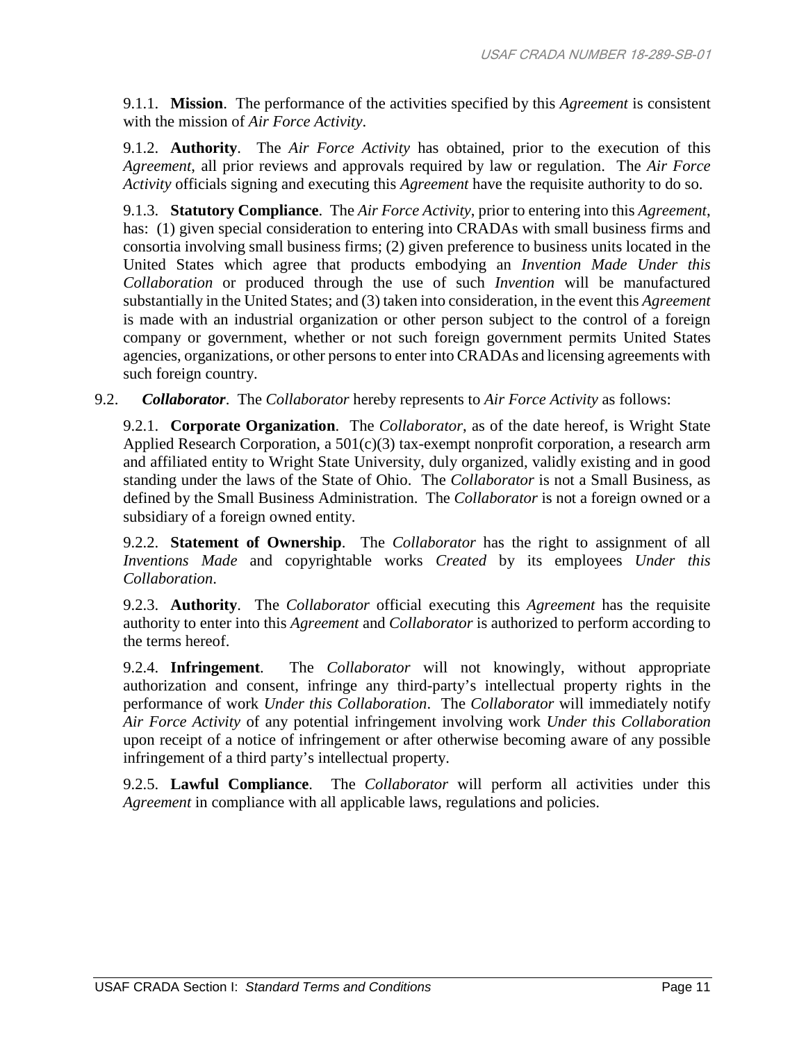9.1.1. **Mission**. The performance of the activities specified by this *Agreement* is consistent with the mission of *Air Force Activity*.

9.1.2. **Authority**. The *Air Force Activity* has obtained, prior to the execution of this *Agreement*, all prior reviews and approvals required by law or regulation. The *Air Force Activity* officials signing and executing this *Agreement* have the requisite authority to do so.

9.1.3. **Statutory Compliance**. The *Air Force Activity*, prior to entering into this *Agreement*, has: (1) given special consideration to entering into CRADAs with small business firms and consortia involving small business firms; (2) given preference to business units located in the United States which agree that products embodying an *Invention Made Under this Collaboration* or produced through the use of such *Invention* will be manufactured substantially in the United States; and (3) taken into consideration, in the event this *Agreement* is made with an industrial organization or other person subject to the control of a foreign company or government, whether or not such foreign government permits United States agencies, organizations, or other persons to enter into CRADAs and licensing agreements with such foreign country.

9.2. ***Collaborator***. The *Collaborator* hereby represents to *Air Force Activity* as follows:

9.2.1. **Corporate Organization**. The *Collaborator*, as of the date hereof, is Wright State Applied Research Corporation, a 501(c)(3) tax-exempt nonprofit corporation, a research arm and affiliated entity to Wright State University, duly organized, validly existing and in good standing under the laws of the State of Ohio. The *Collaborator* is not a Small Business, as defined by the Small Business Administration. The *Collaborator* is not a foreign owned or a subsidiary of a foreign owned entity.

9.2.2. **Statement of Ownership**. The *Collaborator* has the right to assignment of all *Inventions Made* and copyrightable works *Created* by its employees *Under this Collaboration*.

9.2.3. **Authority**. The *Collaborator* official executing this *Agreement* has the requisite authority to enter into this *Agreement* and *Collaborator* is authorized to perform according to the terms hereof.

9.2.4. **Infringement**. The *Collaborator* will not knowingly, without appropriate authorization and consent, infringe any third-party's intellectual property rights in the performance of work *Under this Collaboration*. The *Collaborator* will immediately notify *Air Force Activity* of any potential infringement involving work *Under this Collaboration* upon receipt of a notice of infringement or after otherwise becoming aware of any possible infringement of a third party's intellectual property.

9.2.5. **Lawful Compliance**. The *Collaborator* will perform all activities under this *Agreement* in compliance with all applicable laws, regulations and policies.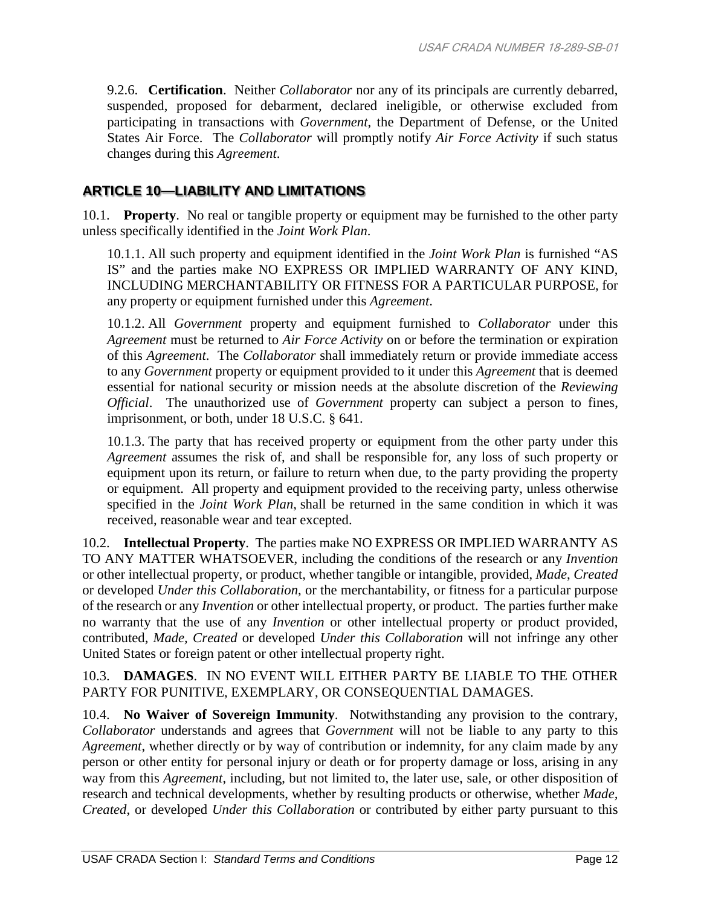9.2.6. **Certification**. Neither *Collaborator* nor any of its principals are currently debarred, suspended, proposed for debarment, declared ineligible, or otherwise excluded from participating in transactions with *Government*, the Department of Defense, or the United States Air Force. The *Collaborator* will promptly notify *Air Force Activity* if such status changes during this *Agreement*.

## ARTICLE 10—LIABILITY AND LIMITATIONS

10.1. **Property**. No real or tangible property or equipment may be furnished to the other party unless specifically identified in the *Joint Work Plan*.

10.1.1. All such property and equipment identified in the *Joint Work Plan* is furnished "AS IS" and the parties make NO EXPRESS OR IMPLIED WARRANTY OF ANY KIND, INCLUDING MERCHANTABILITY OR FITNESS FOR A PARTICULAR PURPOSE, for any property or equipment furnished under this *Agreement*.

10.1.2. All *Government* property and equipment furnished to *Collaborator* under this *Agreement* must be returned to *Air Force Activity* on or before the termination or expiration of this *Agreement*. The *Collaborator* shall immediately return or provide immediate access to any *Government* property or equipment provided to it under this *Agreement* that is deemed essential for national security or mission needs at the absolute discretion of the *Reviewing Official*. The unauthorized use of *Government* property can subject a person to fines, imprisonment, or both, under 18 U.S.C. § 641.

10.1.3. The party that has received property or equipment from the other party under this *Agreement* assumes the risk of, and shall be responsible for, any loss of such property or equipment upon its return, or failure to return when due, to the party providing the property or equipment. All property and equipment provided to the receiving party, unless otherwise specified in the *Joint Work Plan*, shall be returned in the same condition in which it was received, reasonable wear and tear excepted.

10.2. **Intellectual Property**. The parties make NO EXPRESS OR IMPLIED WARRANTY AS TO ANY MATTER WHATSOEVER, including the conditions of the research or any *Invention* or other intellectual property, or product, whether tangible or intangible, provided, *Made*, *Created* or developed *Under this Collaboration*, or the merchantability, or fitness for a particular purpose of the research or any *Invention* or other intellectual property, or product. The parties further make no warranty that the use of any *Invention* or other intellectual property or product provided, contributed, *Made, Created* or developed *Under this Collaboration* will not infringe any other United States or foreign patent or other intellectual property right.

10.3. **DAMAGES**. IN NO EVENT WILL EITHER PARTY BE LIABLE TO THE OTHER PARTY FOR PUNITIVE, EXEMPLARY, OR CONSEQUENTIAL DAMAGES.

10.4. **No Waiver of Sovereign Immunity**. Notwithstanding any provision to the contrary, *Collaborator* understands and agrees that *Government* will not be liable to any party to this *Agreement*, whether directly or by way of contribution or indemnity, for any claim made by any person or other entity for personal injury or death or for property damage or loss, arising in any way from this *Agreement*, including, but not limited to, the later use, sale, or other disposition of research and technical developments, whether by resulting products or otherwise, whether *Made*, *Created*, or developed *Under this Collaboration* or contributed by either party pursuant to this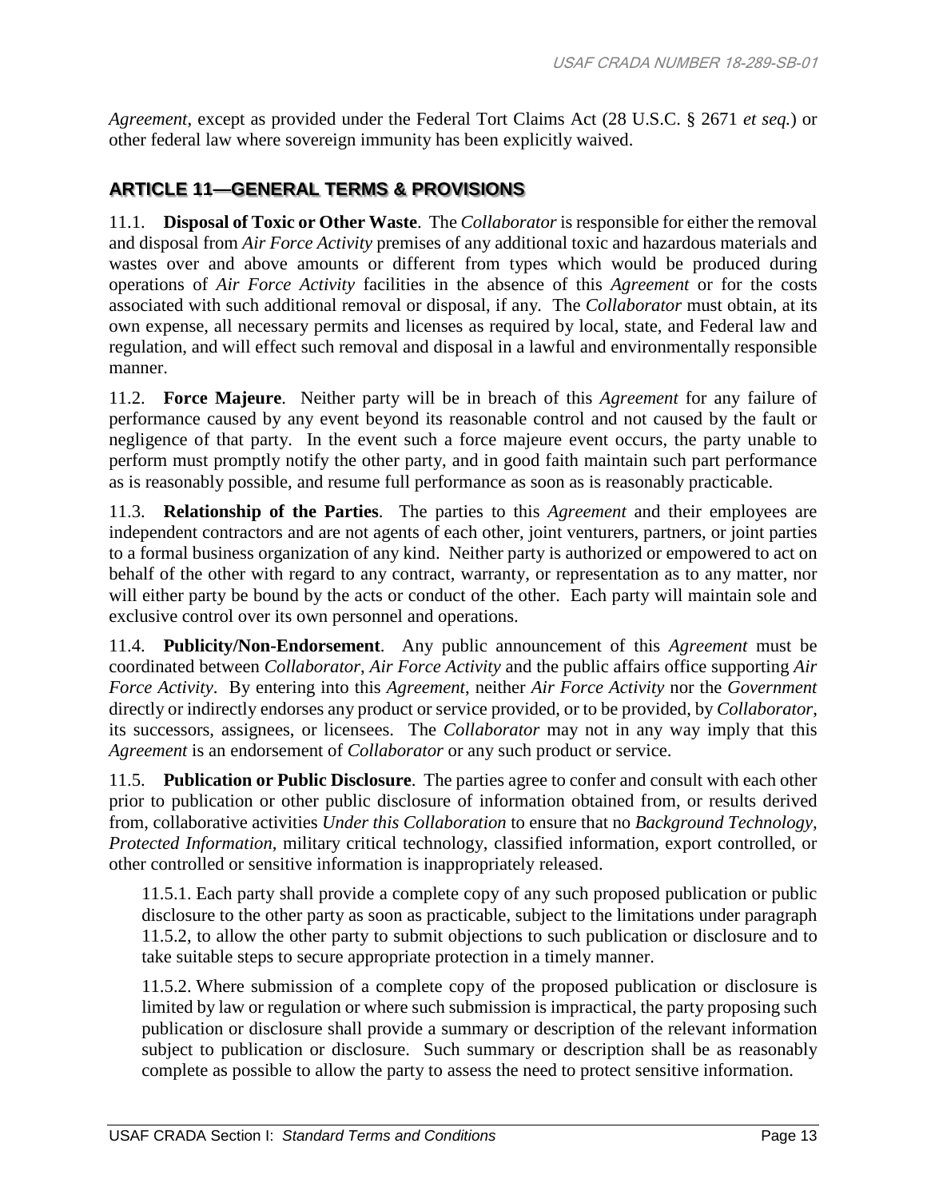*Agreement*, except as provided under the Federal Tort Claims Act (28 U.S.C. § 2671 *et seq.*) or other federal law where sovereign immunity has been explicitly waived.

## ARTICLE 11—GENERAL TERMS & PROVISIONS

11.1. **Disposal of Toxic or Other Waste**. The *Collaborator* is responsible for either the removal and disposal from *Air Force Activity* premises of any additional toxic and hazardous materials and wastes over and above amounts or different from types which would be produced during operations of *Air Force Activity* facilities in the absence of this *Agreement* or for the costs associated with such additional removal or disposal, if any. The *Collaborator* must obtain, at its own expense, all necessary permits and licenses as required by local, state, and Federal law and regulation, and will effect such removal and disposal in a lawful and environmentally responsible manner.

11.2. **Force Majeure**. Neither party will be in breach of this *Agreement* for any failure of performance caused by any event beyond its reasonable control and not caused by the fault or negligence of that party. In the event such a force majeure event occurs, the party unable to perform must promptly notify the other party, and in good faith maintain such part performance as is reasonably possible, and resume full performance as soon as is reasonably practicable.

11.3. **Relationship of the Parties**. The parties to this *Agreement* and their employees are independent contractors and are not agents of each other, joint venturers, partners, or joint parties to a formal business organization of any kind. Neither party is authorized or empowered to act on behalf of the other with regard to any contract, warranty, or representation as to any matter, nor will either party be bound by the acts or conduct of the other. Each party will maintain sole and exclusive control over its own personnel and operations.

11.4. **Publicity/Non-Endorsement**. Any public announcement of this *Agreement* must be coordinated between *Collaborator*, *Air Force Activity* and the public affairs office supporting *Air Force Activity*. By entering into this *Agreement*, neither *Air Force Activity* nor the *Government* directly or indirectly endorses any product or service provided, or to be provided, by *Collaborator*, its successors, assignees, or licensees. The *Collaborator* may not in any way imply that this *Agreement* is an endorsement of *Collaborator* or any such product or service.

11.5. **Publication or Public Disclosure**. The parties agree to confer and consult with each other prior to publication or other public disclosure of information obtained from, or results derived from, collaborative activities *Under this Collaboration* to ensure that no *Background Technology*, *Protected Information*, military critical technology, classified information, export controlled, or other controlled or sensitive information is inappropriately released.

11.5.1. Each party shall provide a complete copy of any such proposed publication or public disclosure to the other party as soon as practicable, subject to the limitations under paragraph 11.5.2, to allow the other party to submit objections to such publication or disclosure and to take suitable steps to secure appropriate protection in a timely manner.

11.5.2. Where submission of a complete copy of the proposed publication or disclosure is limited by law or regulation or where such submission is impractical, the party proposing such publication or disclosure shall provide a summary or description of the relevant information subject to publication or disclosure. Such summary or description shall be as reasonably complete as possible to allow the party to assess the need to protect sensitive information.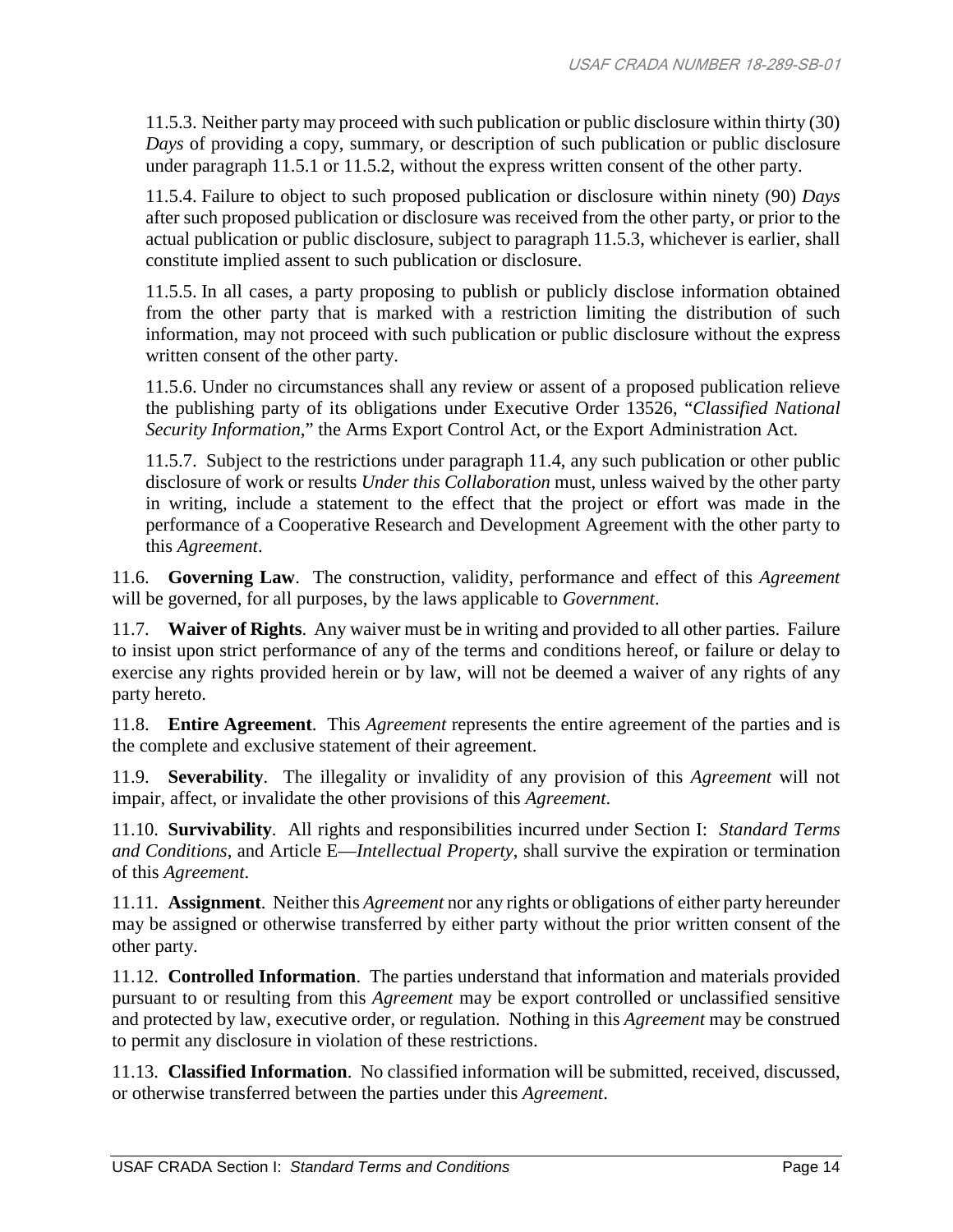11.5.3. Neither party may proceed with such publication or public disclosure within thirty (30) *Days* of providing a copy, summary, or description of such publication or public disclosure under paragraph 11.5.1 or 11.5.2, without the express written consent of the other party.

11.5.4. Failure to object to such proposed publication or disclosure within ninety (90) *Days* after such proposed publication or disclosure was received from the other party, or prior to the actual publication or public disclosure, subject to paragraph 11.5.3, whichever is earlier, shall constitute implied assent to such publication or disclosure.

11.5.5. In all cases, a party proposing to publish or publicly disclose information obtained from the other party that is marked with a restriction limiting the distribution of such information, may not proceed with such publication or public disclosure without the express written consent of the other party.

11.5.6. Under no circumstances shall any review or assent of a proposed publication relieve the publishing party of its obligations under Executive Order 13526, "*Classified National Security Information*," the Arms Export Control Act, or the Export Administration Act.

11.5.7. Subject to the restrictions under paragraph 11.4, any such publication or other public disclosure of work or results *Under this Collaboration* must, unless waived by the other party in writing, include a statement to the effect that the project or effort was made in the performance of a Cooperative Research and Development Agreement with the other party to this *Agreement*.

11.6. **Governing Law**. The construction, validity, performance and effect of this *Agreement* will be governed, for all purposes, by the laws applicable to *Government*.

11.7. **Waiver of Rights**. Any waiver must be in writing and provided to all other parties. Failure to insist upon strict performance of any of the terms and conditions hereof, or failure or delay to exercise any rights provided herein or by law, will not be deemed a waiver of any rights of any party hereto.

11.8. **Entire Agreement**. This *Agreement* represents the entire agreement of the parties and is the complete and exclusive statement of their agreement.

11.9. **Severability**. The illegality or invalidity of any provision of this *Agreement* will not impair, affect, or invalidate the other provisions of this *Agreement*.

11.10. **Survivability**. All rights and responsibilities incurred under Section I: *Standard Terms and Conditions*, and Article E—*Intellectual Property*, shall survive the expiration or termination of this *Agreement*.

11.11. **Assignment**. Neither this *Agreement* nor any rights or obligations of either party hereunder may be assigned or otherwise transferred by either party without the prior written consent of the other party.

11.12. **Controlled Information**. The parties understand that information and materials provided pursuant to or resulting from this *Agreement* may be export controlled or unclassified sensitive and protected by law, executive order, or regulation. Nothing in this *Agreement* may be construed to permit any disclosure in violation of these restrictions.

11.13. **Classified Information**. No classified information will be submitted, received, discussed, or otherwise transferred between the parties under this *Agreement*.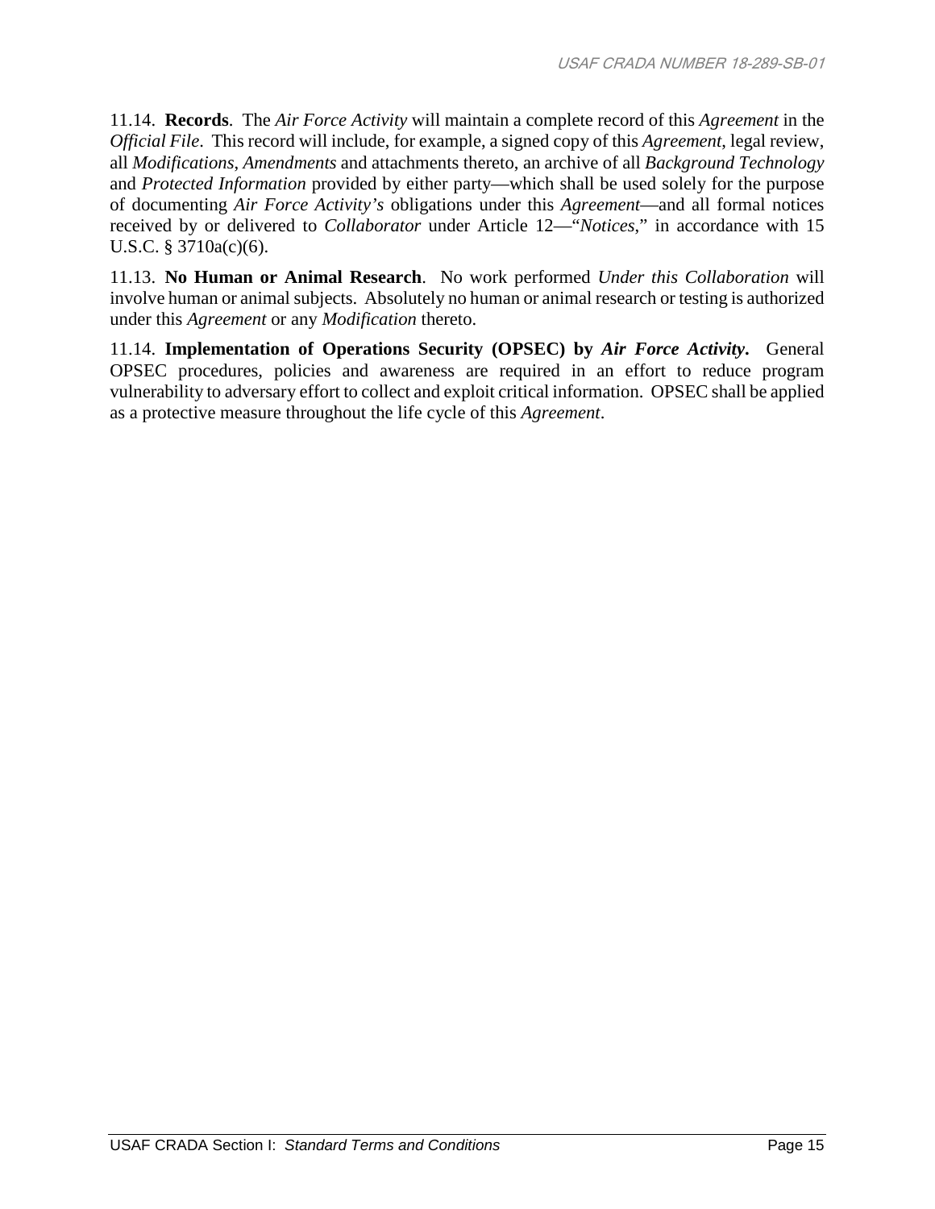11.14. **Records**. The *Air Force Activity* will maintain a complete record of this *Agreement* in the *Official File*. This record will include, for example, a signed copy of this *Agreement*, legal review, all *Modifications*, *Amendments* and attachments thereto, an archive of all *Background Technology* and *Protected Information* provided by either party—which shall be used solely for the purpose of documenting *Air Force Activity's* obligations under this *Agreement*—and all formal notices received by or delivered to *Collaborator* under Article 12—"*Notices*," in accordance with 15 U.S.C. § 3710a(c)(6).

11.13. **No Human or Animal Research**. No work performed *Under this Collaboration* will involve human or animal subjects. Absolutely no human or animal research or testing is authorized under this *Agreement* or any *Modification* thereto.

11.14. **Implementation of Operations Security (OPSEC) by *Air Force Activity*.** General OPSEC procedures, policies and awareness are required in an effort to reduce program vulnerability to adversary effort to collect and exploit critical information. OPSEC shall be applied as a protective measure throughout the life cycle of this *Agreement*.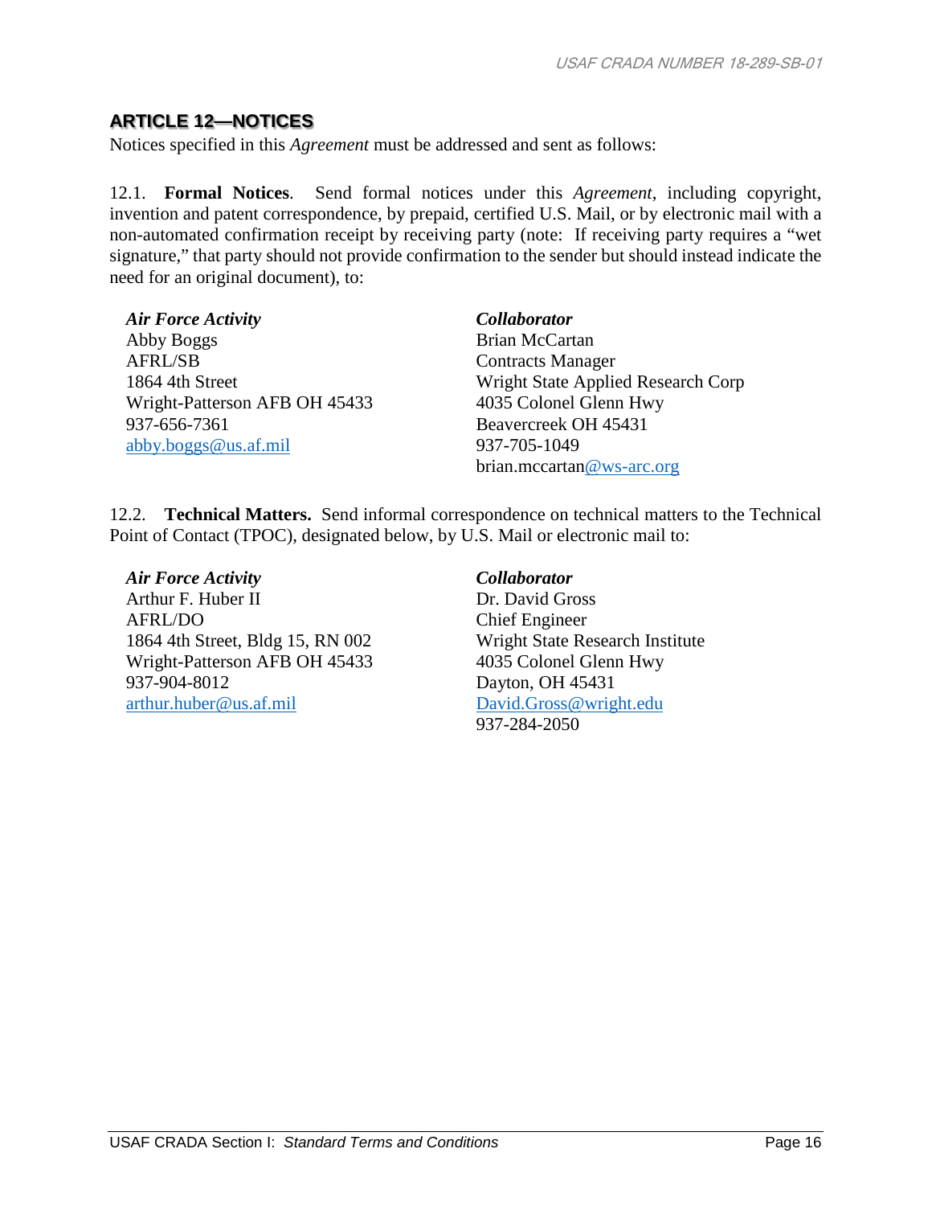## ARTICLE 12—NOTICES

Notices specified in this *Agreement* must be addressed and sent as follows:

12.1. **Formal Notices**. Send formal notices under this *Agreement*, including copyright, invention and patent correspondence, by prepaid, certified U.S. Mail, or by electronic mail with a non-automated confirmation receipt by receiving party (note: If receiving party requires a "wet signature," that party should not provide confirmation to the sender but should instead indicate the need for an original document), to:

***Air Force Activity***
Abby Boggs
AFRL/SB
1864 4th Street
Wright-Patterson AFB OH 45433
937-656-7361
abby.boggs@us.af.mil

***Collaborator***
Brian McCartan
Contracts Manager
Wright State Applied Research Corp
4035 Colonel Glenn Hwy
Beavercreek OH 45431
937-705-1049
brian.mccartan@ws-arc.org

12.2. **Technical Matters.** Send informal correspondence on technical matters to the Technical Point of Contact (TPOC), designated below, by U.S. Mail or electronic mail to:

***Air Force Activity***
Arthur F. Huber II
AFRL/DO
1864 4th Street, Bldg 15, RN 002
Wright-Patterson AFB OH 45433
937-904-8012
arthur.huber@us.af.mil

***Collaborator***
Dr. David Gross
Chief Engineer
Wright State Research Institute
4035 Colonel Glenn Hwy
Dayton, OH 45431
David.Gross@wright.edu
937-284-2050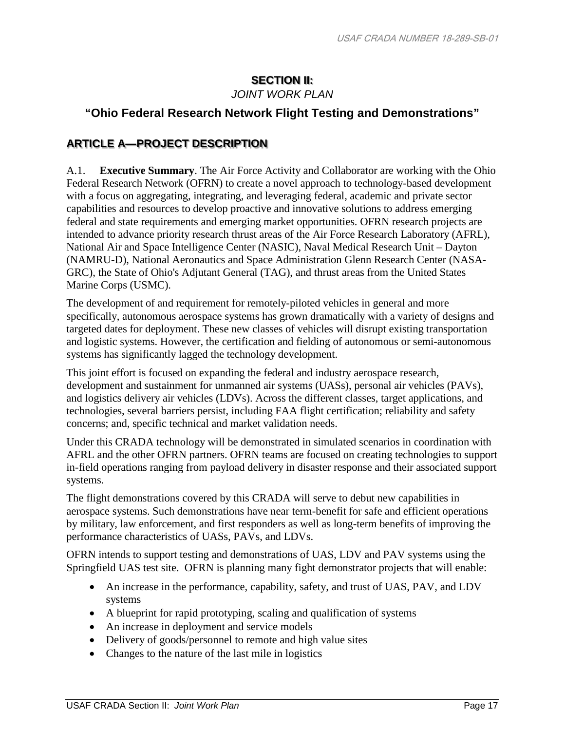# SECTION II:

*JOINT WORK PLAN*

## "Ohio Federal Research Network Flight Testing and Demonstrations"

## ARTICLE A—PROJECT DESCRIPTION

A.1. **Executive Summary**. The Air Force Activity and Collaborator are working with the Ohio Federal Research Network (OFRN) to create a novel approach to technology-based development with a focus on aggregating, integrating, and leveraging federal, academic and private sector capabilities and resources to develop proactive and innovative solutions to address emerging federal and state requirements and emerging market opportunities. OFRN research projects are intended to advance priority research thrust areas of the Air Force Research Laboratory (AFRL), National Air and Space Intelligence Center (NASIC), Naval Medical Research Unit – Dayton (NAMRU-D), National Aeronautics and Space Administration Glenn Research Center (NASA-GRC), the State of Ohio's Adjutant General (TAG), and thrust areas from the United States Marine Corps (USMC).

The development of and requirement for remotely-piloted vehicles in general and more specifically, autonomous aerospace systems has grown dramatically with a variety of designs and targeted dates for deployment. These new classes of vehicles will disrupt existing transportation and logistic systems. However, the certification and fielding of autonomous or semi-autonomous systems has significantly lagged the technology development.

This joint effort is focused on expanding the federal and industry aerospace research, development and sustainment for unmanned air systems (UASs), personal air vehicles (PAVs), and logistics delivery air vehicles (LDVs). Across the different classes, target applications, and technologies, several barriers persist, including FAA flight certification; reliability and safety concerns; and, specific technical and market validation needs.

Under this CRADA technology will be demonstrated in simulated scenarios in coordination with AFRL and the other OFRN partners. OFRN teams are focused on creating technologies to support in-field operations ranging from payload delivery in disaster response and their associated support systems.

The flight demonstrations covered by this CRADA will serve to debut new capabilities in aerospace systems. Such demonstrations have near term-benefit for safe and efficient operations by military, law enforcement, and first responders as well as long-term benefits of improving the performance characteristics of UASs, PAVs, and LDVs.

OFRN intends to support testing and demonstrations of UAS, LDV and PAV systems using the Springfield UAS test site. OFRN is planning many fight demonstrator projects that will enable:

- An increase in the performance, capability, safety, and trust of UAS, PAV, and LDV systems
- A blueprint for rapid prototyping, scaling and qualification of systems
- An increase in deployment and service models
- Delivery of goods/personnel to remote and high value sites
- Changes to the nature of the last mile in logistics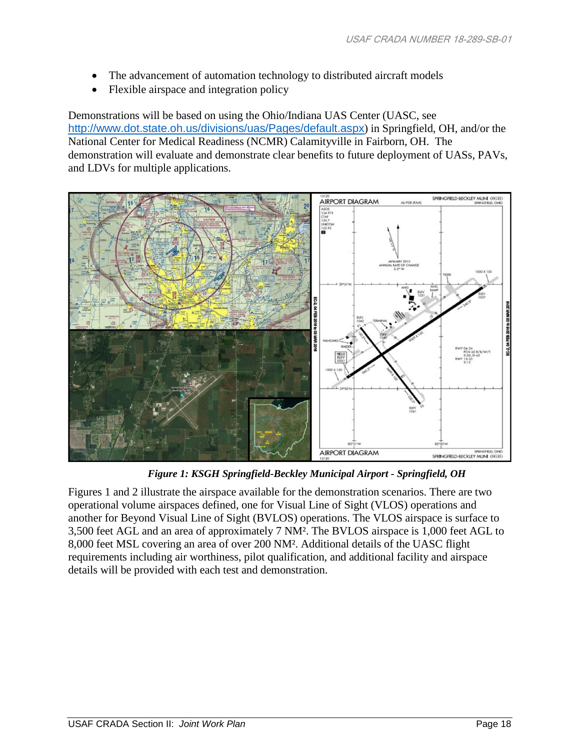- The advancement of automation technology to distributed aircraft models
- Flexible airspace and integration policy

Demonstrations will be based on using the Ohio/Indiana UAS Center (UASC, see http://www.dot.state.oh.us/divisions/uas/Pages/default.aspx) in Springfield, OH, and/or the National Center for Medical Readiness (NCMR) Calamityville in Fairborn, OH. The demonstration will evaluate and demonstrate clear benefits to future deployment of UASs, PAVs, and LDVs for multiple applications.

*Figure 1: KSGH Springfield-Beckley Municipal Airport - Springfield, OH*

Figures 1 and 2 illustrate the airspace available for the demonstration scenarios. There are two operational volume airspaces defined, one for Visual Line of Sight (VLOS) operations and another for Beyond Visual Line of Sight (BVLOS) operations. The VLOS airspace is surface to 3,500 feet AGL and an area of approximately 7 NM². The BVLOS airspace is 1,000 feet AGL to 8,000 feet MSL covering an area of over 200 NM². Additional details of the UASC flight requirements including air worthiness, pilot qualification, and additional facility and airspace details will be provided with each test and demonstration.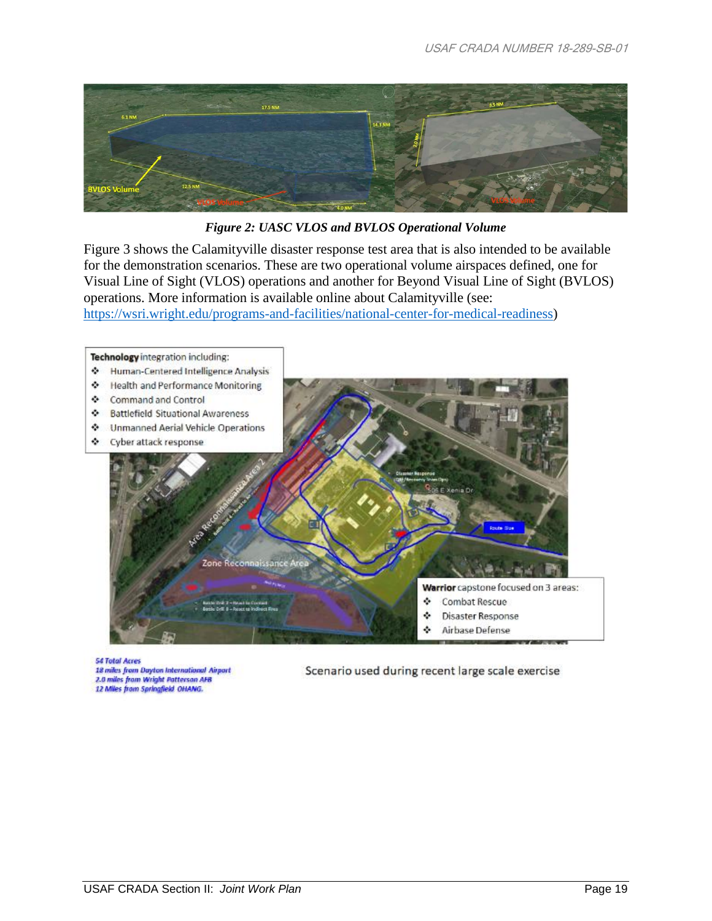*Figure 2: UASC VLOS and BVLOS Operational Volume*

Figure 3 shows the Calamityville disaster response test area that is also intended to be available for the demonstration scenarios. These are two operational volume airspaces defined, one for Visual Line of Sight (VLOS) operations and another for Beyond Visual Line of Sight (BVLOS) operations. More information is available online about Calamityville (see: https://wsri.wright.edu/programs-and-facilities/national-center-for-medical-readiness)

**Technology** integration including:

- Human-Centered Intelligence Analysis
- Health and Performance Monitoring
- Command and Control
- Battlefield Situational Awareness
- Unmanned Aerial Vehicle Operations
- Cyber attack response

**Warrior** capstone focused on 3 areas:

- Combat Rescue
- Disaster Response
- Airbase Defense

*54 Total Acres*
*18 miles from Dayton International Airport*
*2.0 miles from Wright Patterson AFB*
*12 Miles from Springfield OHANG.*

Scenario used during recent large scale exercise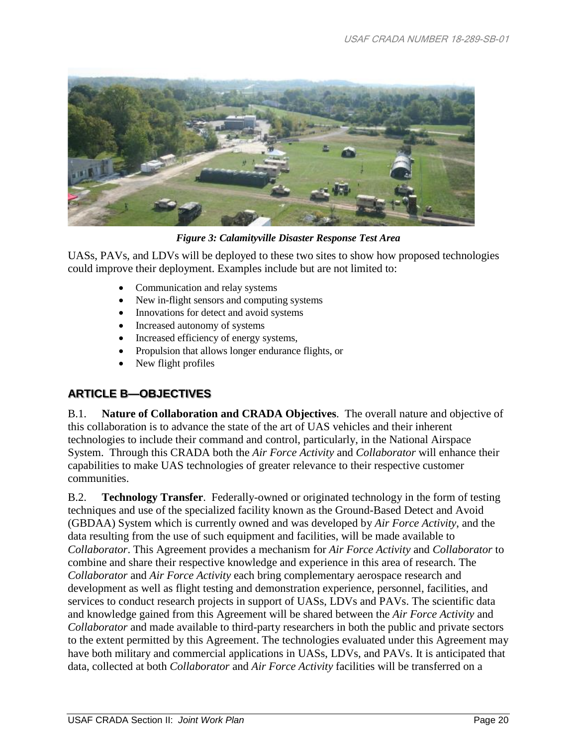*Figure 3: Calamityville Disaster Response Test Area*

UASs, PAVs, and LDVs will be deployed to these two sites to show how proposed technologies could improve their deployment. Examples include but are not limited to:

- Communication and relay systems
- New in-flight sensors and computing systems
- Innovations for detect and avoid systems
- Increased autonomy of systems
- Increased efficiency of energy systems,
- Propulsion that allows longer endurance flights, or
- New flight profiles

## ARTICLE B—OBJECTIVES

B.1. **Nature of Collaboration and CRADA Objectives**. The overall nature and objective of this collaboration is to advance the state of the art of UAS vehicles and their inherent technologies to include their command and control, particularly, in the National Airspace System. Through this CRADA both the *Air Force Activity* and *Collaborator* will enhance their capabilities to make UAS technologies of greater relevance to their respective customer communities.

B.2. **Technology Transfer**. Federally-owned or originated technology in the form of testing techniques and use of the specialized facility known as the Ground-Based Detect and Avoid (GBDAA) System which is currently owned and was developed by *Air Force Activity*, and the data resulting from the use of such equipment and facilities, will be made available to *Collaborator*. This Agreement provides a mechanism for *Air Force Activity* and *Collaborator* to combine and share their respective knowledge and experience in this area of research. The *Collaborator* and *Air Force Activity* each bring complementary aerospace research and development as well as flight testing and demonstration experience, personnel, facilities, and services to conduct research projects in support of UASs, LDVs and PAVs. The scientific data and knowledge gained from this Agreement will be shared between the *Air Force Activity* and *Collaborator* and made available to third-party researchers in both the public and private sectors to the extent permitted by this Agreement. The technologies evaluated under this Agreement may have both military and commercial applications in UASs, LDVs, and PAVs. It is anticipated that data, collected at both *Collaborator* and *Air Force Activity* facilities will be transferred on a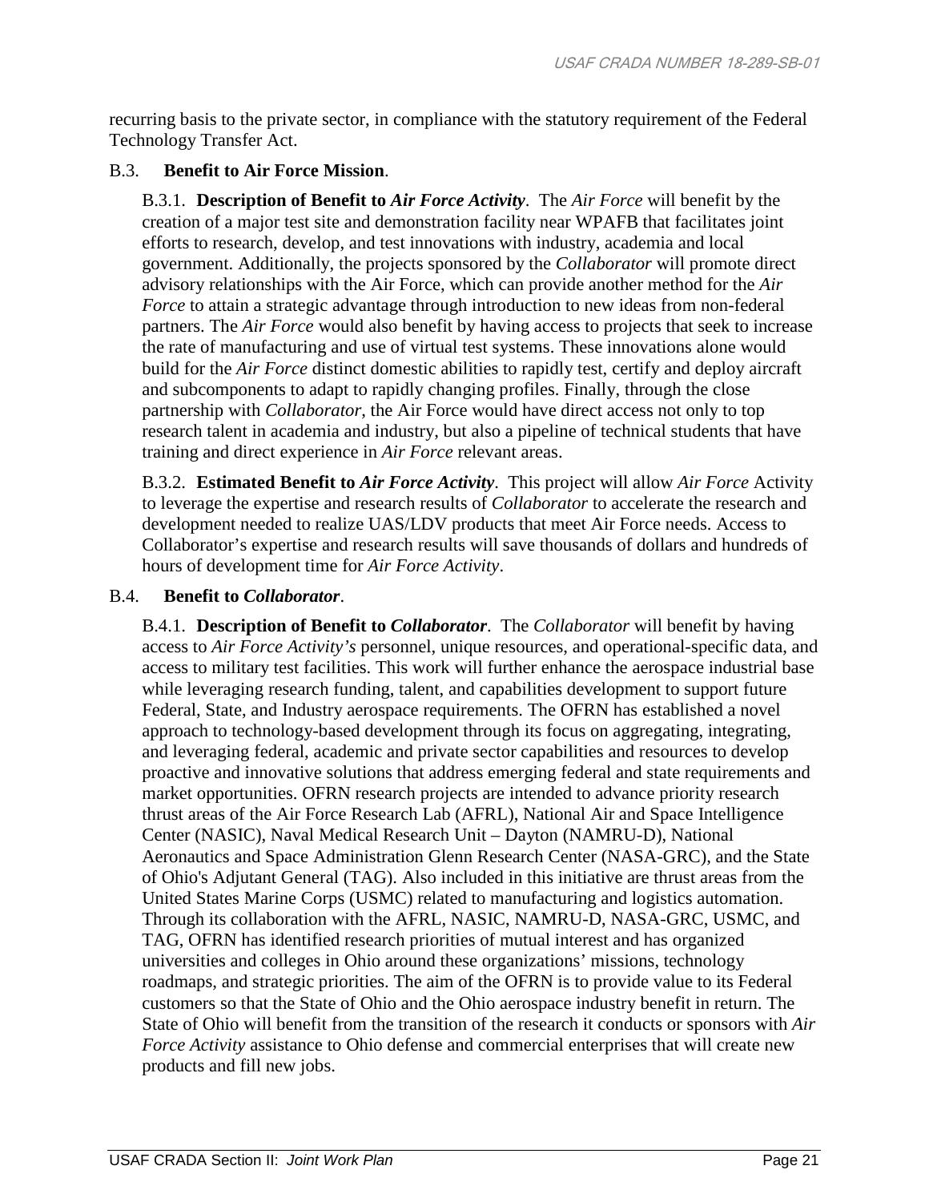recurring basis to the private sector, in compliance with the statutory requirement of the Federal Technology Transfer Act.

B.3. **Benefit to Air Force Mission**.

B.3.1. **Description of Benefit to *Air Force Activity***. The *Air Force* will benefit by the creation of a major test site and demonstration facility near WPAFB that facilitates joint efforts to research, develop, and test innovations with industry, academia and local government. Additionally, the projects sponsored by the *Collaborator* will promote direct advisory relationships with the Air Force, which can provide another method for the *Air Force* to attain a strategic advantage through introduction to new ideas from non-federal partners. The *Air Force* would also benefit by having access to projects that seek to increase the rate of manufacturing and use of virtual test systems. These innovations alone would build for the *Air Force* distinct domestic abilities to rapidly test, certify and deploy aircraft and subcomponents to adapt to rapidly changing profiles. Finally, through the close partnership with *Collaborator*, the Air Force would have direct access not only to top research talent in academia and industry, but also a pipeline of technical students that have training and direct experience in *Air Force* relevant areas.

B.3.2. **Estimated Benefit to *Air Force Activity***. This project will allow *Air Force* Activity to leverage the expertise and research results of *Collaborator* to accelerate the research and development needed to realize UAS/LDV products that meet Air Force needs. Access to Collaborator's expertise and research results will save thousands of dollars and hundreds of hours of development time for *Air Force Activity*.

B.4. **Benefit to *Collaborator***.

B.4.1. **Description of Benefit to *Collaborator***. The *Collaborator* will benefit by having access to *Air Force Activity's* personnel, unique resources, and operational-specific data, and access to military test facilities. This work will further enhance the aerospace industrial base while leveraging research funding, talent, and capabilities development to support future Federal, State, and Industry aerospace requirements. The OFRN has established a novel approach to technology-based development through its focus on aggregating, integrating, and leveraging federal, academic and private sector capabilities and resources to develop proactive and innovative solutions that address emerging federal and state requirements and market opportunities. OFRN research projects are intended to advance priority research thrust areas of the Air Force Research Lab (AFRL), National Air and Space Intelligence Center (NASIC), Naval Medical Research Unit – Dayton (NAMRU-D), National Aeronautics and Space Administration Glenn Research Center (NASA-GRC), and the State of Ohio's Adjutant General (TAG). Also included in this initiative are thrust areas from the United States Marine Corps (USMC) related to manufacturing and logistics automation. Through its collaboration with the AFRL, NASIC, NAMRU-D, NASA-GRC, USMC, and TAG, OFRN has identified research priorities of mutual interest and has organized universities and colleges in Ohio around these organizations' missions, technology roadmaps, and strategic priorities. The aim of the OFRN is to provide value to its Federal customers so that the State of Ohio and the Ohio aerospace industry benefit in return. The State of Ohio will benefit from the transition of the research it conducts or sponsors with *Air Force Activity* assistance to Ohio defense and commercial enterprises that will create new products and fill new jobs.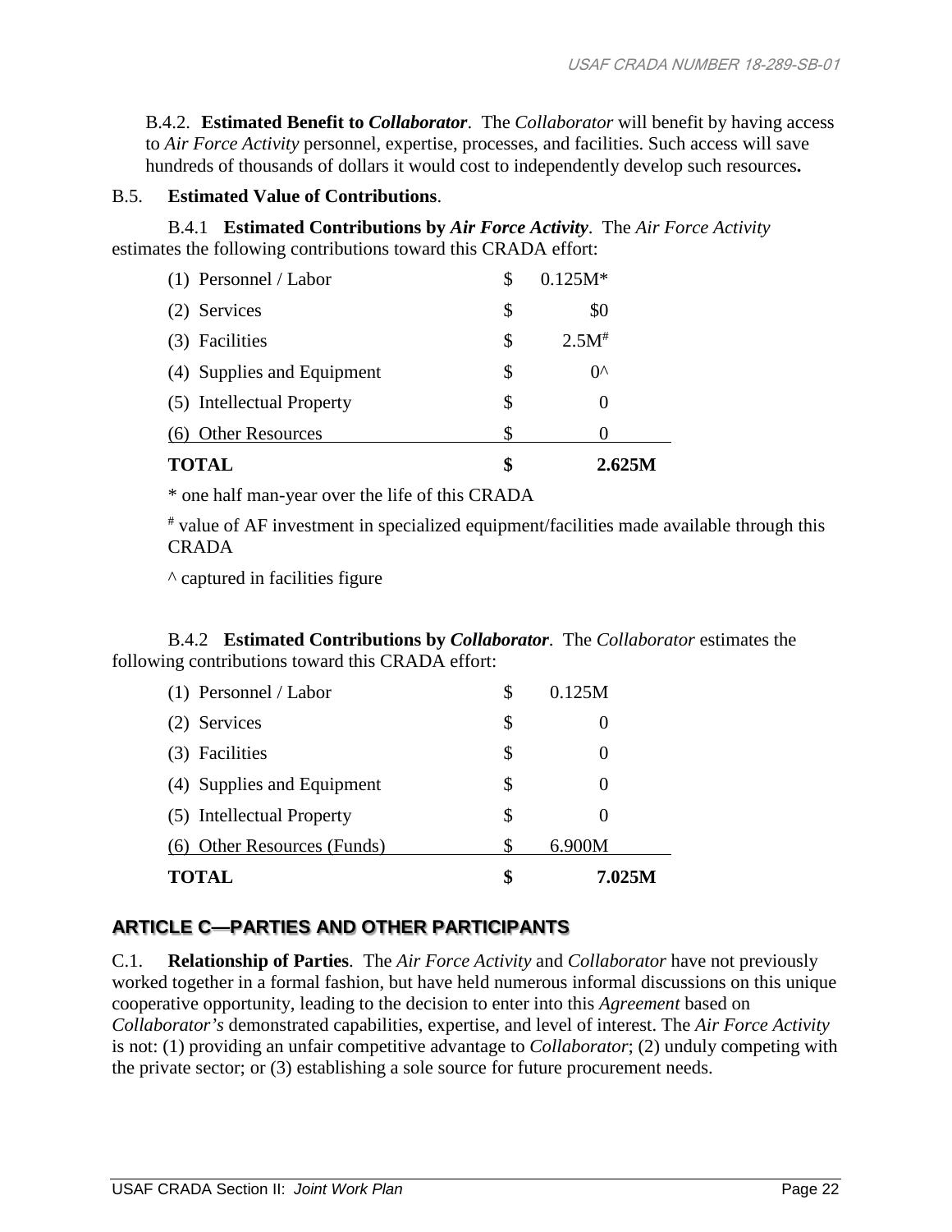B.4.2. **Estimated Benefit to *Collaborator***. The *Collaborator* will benefit by having access to *Air Force Activity* personnel, expertise, processes, and facilities. Such access will save hundreds of thousands of dollars it would cost to independently develop such resources**.**

B.5. **Estimated Value of Contributions**.

B.4.1 **Estimated Contributions by *Air Force Activity***. The *Air Force Activity* estimates the following contributions toward this CRADA effort:

| | | |
|---|---|---|
| (1) Personnel / Labor | $ | 0.125M* |
| (2) Services | $ | $0 |
| (3) Facilities | $ | 2.5M# |
| (4) Supplies and Equipment | $ | 0^ |
| (5) Intellectual Property | $ | 0 |
| (6) Other Resources | $ | 0 |
| **TOTAL** | **$** | **2.625M** |

* one half man-year over the life of this CRADA

# value of AF investment in specialized equipment/facilities made available through this CRADA

^ captured in facilities figure

B.4.2 **Estimated Contributions by *Collaborator***. The *Collaborator* estimates the following contributions toward this CRADA effort:

| | | |
|---|---|---|
| (1) Personnel / Labor | $ | 0.125M |
| (2) Services | $ | 0 |
| (3) Facilities | $ | 0 |
| (4) Supplies and Equipment | $ | 0 |
| (5) Intellectual Property | $ | 0 |
| (6) Other Resources (Funds) | $ | 6.900M |
| **TOTAL** | **$** | **7.025M** |

## ARTICLE C—PARTIES AND OTHER PARTICIPANTS

C.1. **Relationship of Parties**. The *Air Force Activity* and *Collaborator* have not previously worked together in a formal fashion, but have held numerous informal discussions on this unique cooperative opportunity, leading to the decision to enter into this *Agreement* based on *Collaborator's* demonstrated capabilities, expertise, and level of interest. The *Air Force Activity* is not: (1) providing an unfair competitive advantage to *Collaborator*; (2) unduly competing with the private sector; or (3) establishing a sole source for future procurement needs.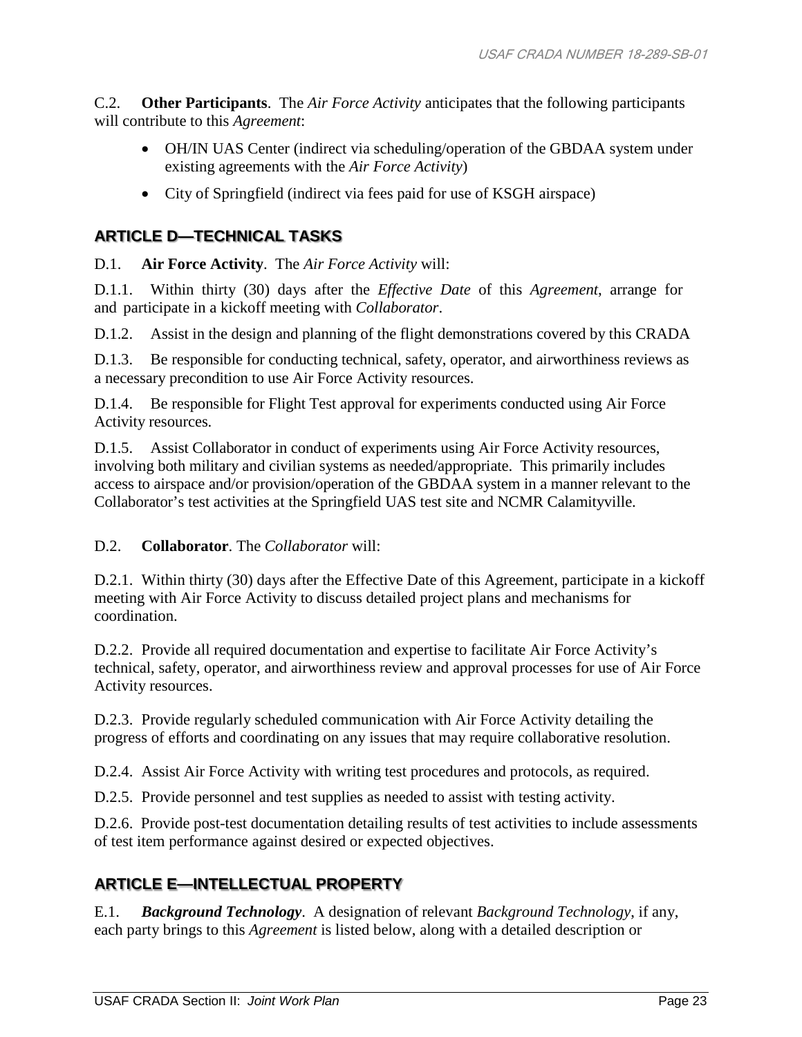C.2. **Other Participants**. The *Air Force Activity* anticipates that the following participants will contribute to this *Agreement*:

- OH/IN UAS Center (indirect via scheduling/operation of the GBDAA system under existing agreements with the *Air Force Activity*)
- City of Springfield (indirect via fees paid for use of KSGH airspace)

## ARTICLE D—TECHNICAL TASKS

D.1. **Air Force Activity**. The *Air Force Activity* will:

D.1.1. Within thirty (30) days after the *Effective Date* of this *Agreement*, arrange for and participate in a kickoff meeting with *Collaborator*.

D.1.2. Assist in the design and planning of the flight demonstrations covered by this CRADA

D.1.3. Be responsible for conducting technical, safety, operator, and airworthiness reviews as a necessary precondition to use Air Force Activity resources.

D.1.4. Be responsible for Flight Test approval for experiments conducted using Air Force Activity resources.

D.1.5. Assist Collaborator in conduct of experiments using Air Force Activity resources, involving both military and civilian systems as needed/appropriate. This primarily includes access to airspace and/or provision/operation of the GBDAA system in a manner relevant to the Collaborator's test activities at the Springfield UAS test site and NCMR Calamityville.

D.2. **Collaborator**. The *Collaborator* will:

D.2.1. Within thirty (30) days after the Effective Date of this Agreement, participate in a kickoff meeting with Air Force Activity to discuss detailed project plans and mechanisms for coordination.

D.2.2. Provide all required documentation and expertise to facilitate Air Force Activity's technical, safety, operator, and airworthiness review and approval processes for use of Air Force Activity resources.

D.2.3. Provide regularly scheduled communication with Air Force Activity detailing the progress of efforts and coordinating on any issues that may require collaborative resolution.

D.2.4. Assist Air Force Activity with writing test procedures and protocols, as required.

D.2.5. Provide personnel and test supplies as needed to assist with testing activity.

D.2.6. Provide post-test documentation detailing results of test activities to include assessments of test item performance against desired or expected objectives.

## ARTICLE E—INTELLECTUAL PROPERTY

E.1. ***Background Technology***. A designation of relevant *Background Technology*, if any, each party brings to this *Agreement* is listed below, along with a detailed description or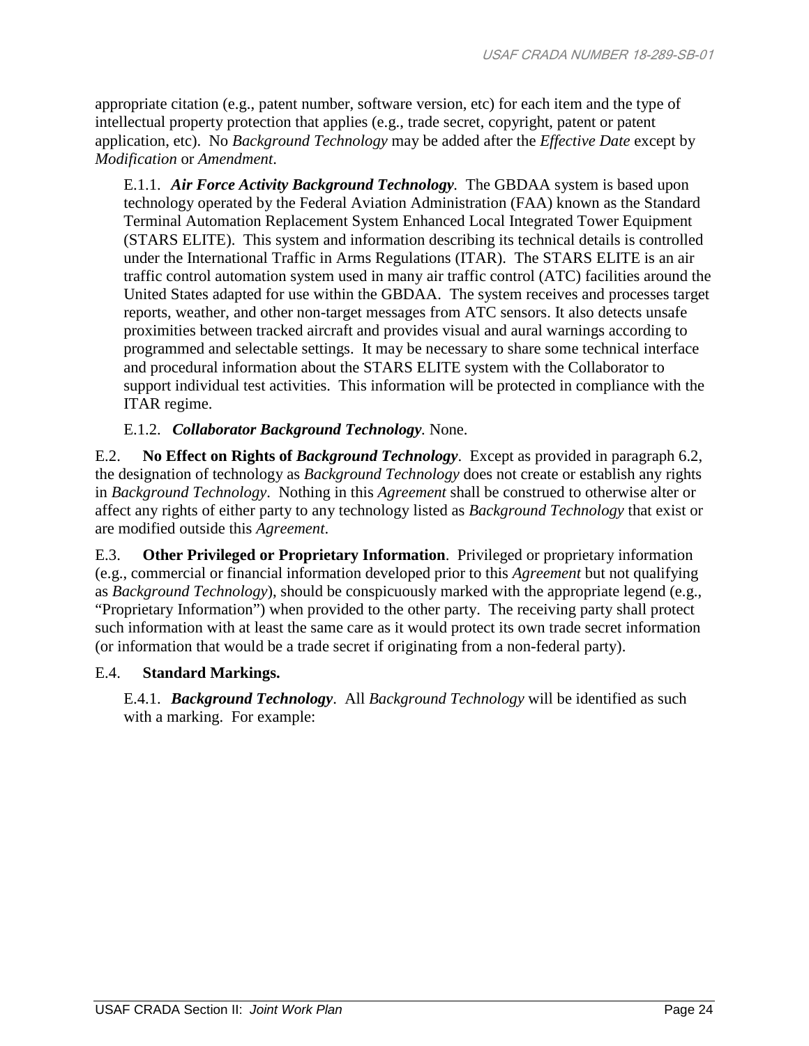appropriate citation (e.g., patent number, software version, etc) for each item and the type of intellectual property protection that applies (e.g., trade secret, copyright, patent or patent application, etc). No *Background Technology* may be added after the *Effective Date* except by *Modification* or *Amendment*.

E.1.1. ***Air Force Activity Background Technology***. The GBDAA system is based upon technology operated by the Federal Aviation Administration (FAA) known as the Standard Terminal Automation Replacement System Enhanced Local Integrated Tower Equipment (STARS ELITE). This system and information describing its technical details is controlled under the International Traffic in Arms Regulations (ITAR). The STARS ELITE is an air traffic control automation system used in many air traffic control (ATC) facilities around the United States adapted for use within the GBDAA. The system receives and processes target reports, weather, and other non-target messages from ATC sensors. It also detects unsafe proximities between tracked aircraft and provides visual and aural warnings according to programmed and selectable settings. It may be necessary to share some technical interface and procedural information about the STARS ELITE system with the Collaborator to support individual test activities. This information will be protected in compliance with the ITAR regime.

E.1.2. ***Collaborator Background Technology***. None.

E.2. **No Effect on Rights of *Background Technology***. Except as provided in paragraph 6.2, the designation of technology as *Background Technology* does not create or establish any rights in *Background Technology*. Nothing in this *Agreement* shall be construed to otherwise alter or affect any rights of either party to any technology listed as *Background Technology* that exist or are modified outside this *Agreement*.

E.3. **Other Privileged or Proprietary Information**. Privileged or proprietary information (e.g., commercial or financial information developed prior to this *Agreement* but not qualifying as *Background Technology*), should be conspicuously marked with the appropriate legend (e.g., "Proprietary Information") when provided to the other party. The receiving party shall protect such information with at least the same care as it would protect its own trade secret information (or information that would be a trade secret if originating from a non-federal party).

E.4. **Standard Markings.**

E.4.1. ***Background Technology***. All *Background Technology* will be identified as such with a marking. For example: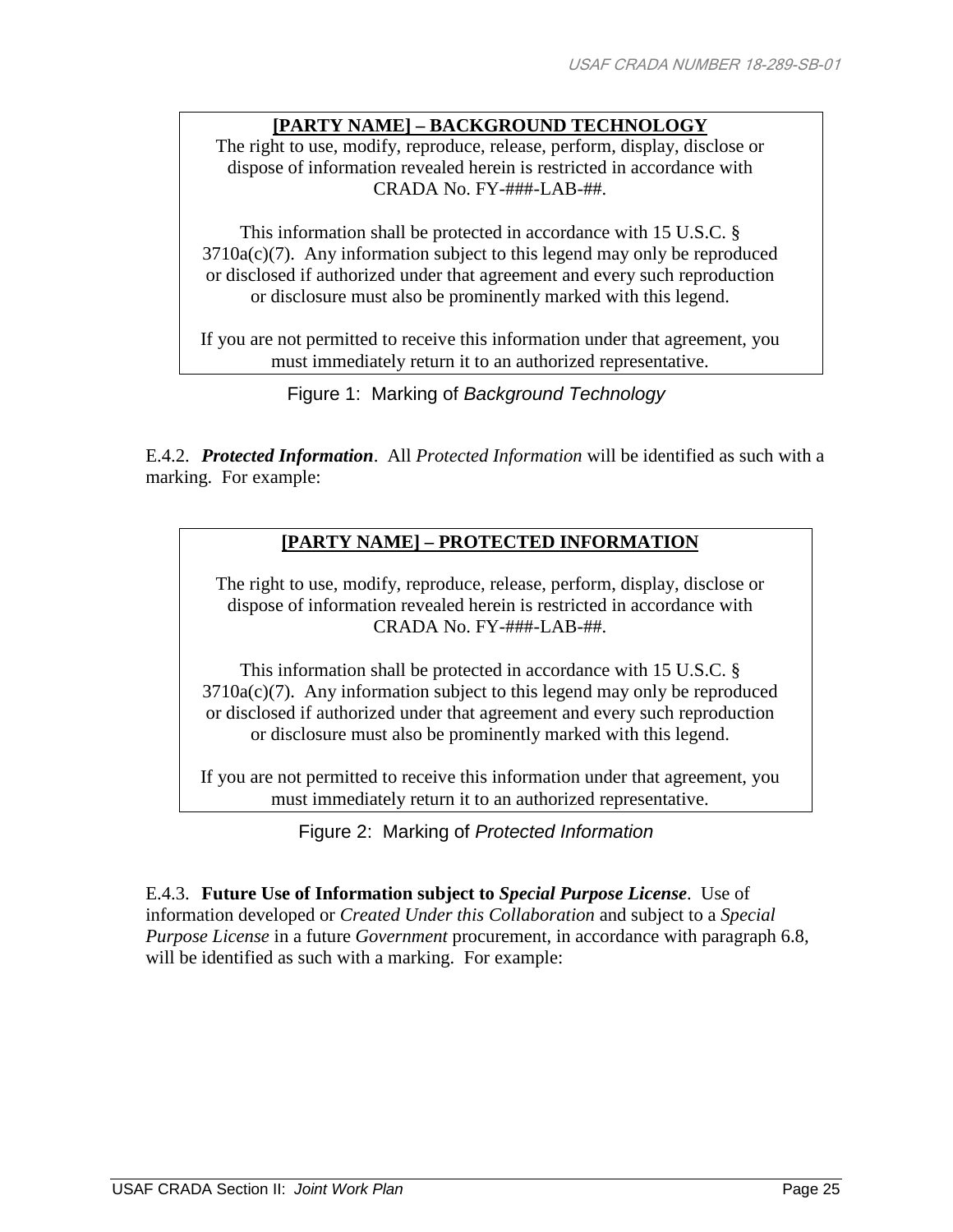> **[PARTY NAME] – BACKGROUND TECHNOLOGY**
> The right to use, modify, reproduce, release, perform, display, disclose or dispose of information revealed herein is restricted in accordance with CRADA No. FY-###-LAB-##.
>
> This information shall be protected in accordance with 15 U.S.C. § 3710a(c)(7). Any information subject to this legend may only be reproduced or disclosed if authorized under that agreement and every such reproduction or disclosure must also be prominently marked with this legend.
>
> If you are not permitted to receive this information under that agreement, you must immediately return it to an authorized representative.

Figure 1: Marking of *Background Technology*

E.4.2. ***Protected Information***. All *Protected Information* will be identified as such with a marking. For example:

> **[PARTY NAME] – PROTECTED INFORMATION**
>
> The right to use, modify, reproduce, release, perform, display, disclose or dispose of information revealed herein is restricted in accordance with CRADA No. FY-###-LAB-##.
>
> This information shall be protected in accordance with 15 U.S.C. § 3710a(c)(7). Any information subject to this legend may only be reproduced or disclosed if authorized under that agreement and every such reproduction or disclosure must also be prominently marked with this legend.
>
> If you are not permitted to receive this information under that agreement, you must immediately return it to an authorized representative.

Figure 2: Marking of *Protected Information*

E.4.3. **Future Use of Information subject to *Special Purpose License***. Use of information developed or *Created Under this Collaboration* and subject to a *Special Purpose License* in a future *Government* procurement, in accordance with paragraph 6.8, will be identified as such with a marking. For example: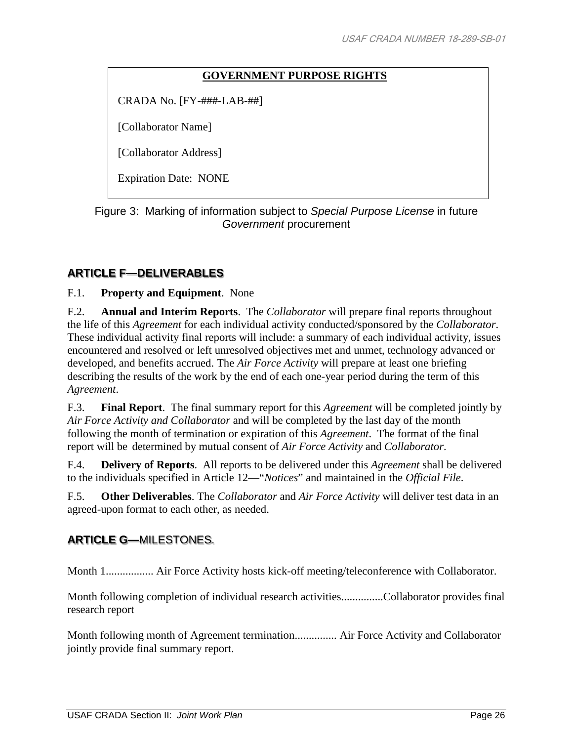**GOVERNMENT PURPOSE RIGHTS**

CRADA No. [FY-###-LAB-##]

[Collaborator Name]

[Collaborator Address]

Expiration Date: NONE

Figure 3: Marking of information subject to *Special Purpose License* in future *Government* procurement

## ARTICLE F—DELIVERABLES

F.1. **Property and Equipment**. None

F.2. **Annual and Interim Reports**. The *Collaborator* will prepare final reports throughout the life of this *Agreement* for each individual activity conducted/sponsored by the *Collaborator*. These individual activity final reports will include: a summary of each individual activity, issues encountered and resolved or left unresolved objectives met and unmet, technology advanced or developed, and benefits accrued. The *Air Force Activity* will prepare at least one briefing describing the results of the work by the end of each one-year period during the term of this *Agreement*.

F.3. **Final Report**. The final summary report for this *Agreement* will be completed jointly by *Air Force Activity and Collaborator* and will be completed by the last day of the month following the month of termination or expiration of this *Agreement*. The format of the final report will be determined by mutual consent of *Air Force Activity* and *Collaborator*.

F.4. **Delivery of Reports**. All reports to be delivered under this *Agreement* shall be delivered to the individuals specified in Article 12—"*Notices*" and maintained in the *Official File*.

F.5. **Other Deliverables**. The *Collaborator* and *Air Force Activity* will deliver test data in an agreed-upon format to each other, as needed.

## ARTICLE G—MILESTONES.

Month 1................. Air Force Activity hosts kick-off meeting/teleconference with Collaborator.

Month following completion of individual research activities..............Collaborator provides final research report

Month following month of Agreement termination............... Air Force Activity and Collaborator jointly provide final summary report.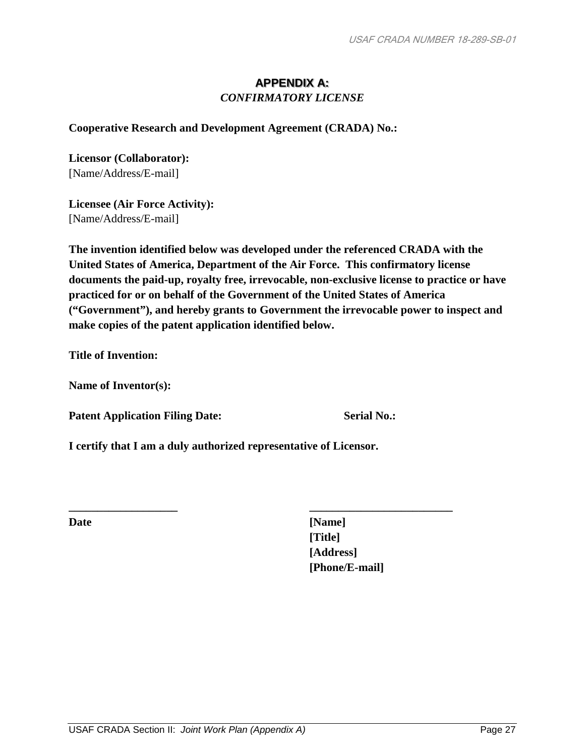## APPENDIX A:

*CONFIRMATORY LICENSE*

**Cooperative Research and Development Agreement (CRADA) No.:**

**Licensor (Collaborator):**
[Name/Address/E-mail]

**Licensee (Air Force Activity):**
[Name/Address/E-mail]

**The invention identified below was developed under the referenced CRADA with the United States of America, Department of the Air Force. This confirmatory license documents the paid-up, royalty free, irrevocable, non-exclusive license to practice or have practiced for or on behalf of the Government of the United States of America ("Government"), and hereby grants to Government the irrevocable power to inspect and make copies of the patent application identified below.**

**Title of Invention:**

**Name of Inventor(s):**

**Patent Application Filing Date:** **Serial No.:**

**I certify that I am a duly authorized representative of Licensor.**

\_\_\_\_\_\_\_\_\_\_\_\_\_\_\_\_\_\_\_\_ \_\_\_\_\_\_\_\_\_\_\_\_\_\_\_\_\_\_\_\_\_\_\_\_\_\_

**Date**

**[Name]**
**[Title]**
**[Address]**
**[Phone/E-mail]**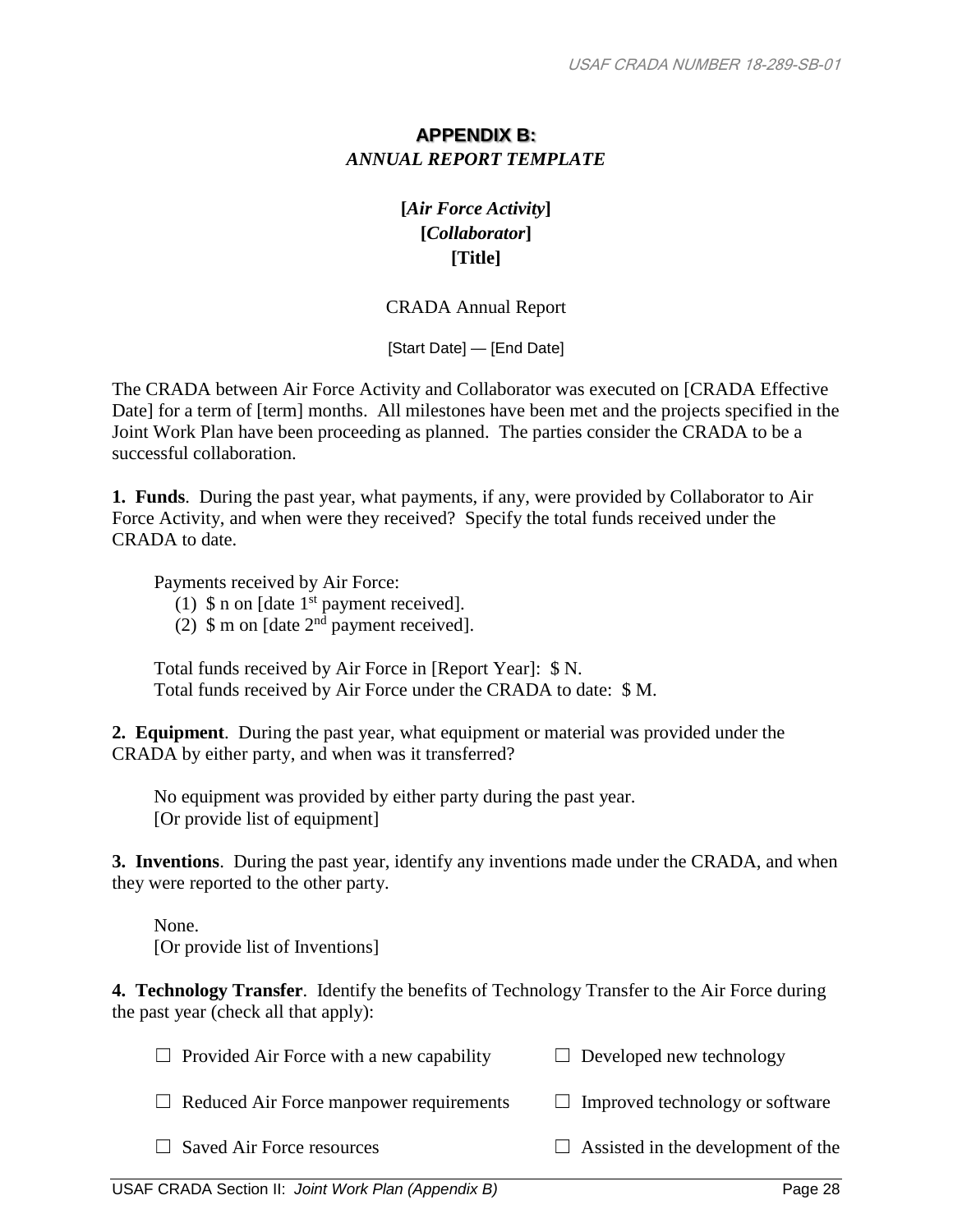# APPENDIX B:
## *ANNUAL REPORT TEMPLATE*

**[*Air Force Activity*]**
**[*Collaborator*]**
**[Title]**

CRADA Annual Report

[Start Date] — [End Date]

The CRADA between Air Force Activity and Collaborator was executed on [CRADA Effective Date] for a term of [term] months. All milestones have been met and the projects specified in the Joint Work Plan have been proceeding as planned. The parties consider the CRADA to be a successful collaboration.

**1. Funds**. During the past year, what payments, if any, were provided by Collaborator to Air Force Activity, and when were they received? Specify the total funds received under the CRADA to date.

Payments received by Air Force:

(1) $ n on [date 1st payment received].
(2) $ m on [date 2nd payment received].

Total funds received by Air Force in [Report Year]: $ N.
Total funds received by Air Force under the CRADA to date: $ M.

**2. Equipment**. During the past year, what equipment or material was provided under the CRADA by either party, and when was it transferred?

No equipment was provided by either party during the past year.
[Or provide list of equipment]

**3. Inventions**. During the past year, identify any inventions made under the CRADA, and when they were reported to the other party.

None.
[Or provide list of Inventions]

**4. Technology Transfer**. Identify the benefits of Technology Transfer to the Air Force during the past year (check all that apply):

☐ Provided Air Force with a new capability
☐ Reduced Air Force manpower requirements
☐ Saved Air Force resources
☐ Developed new technology
☐ Improved technology or software
☐ Assisted in the development of the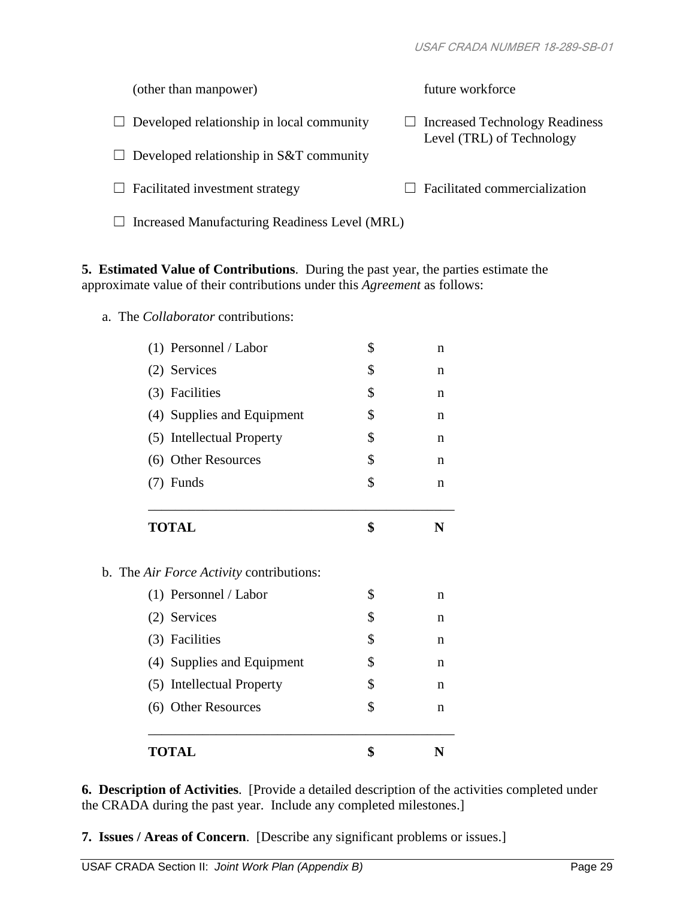(other than manpower) | future workforce

☐ Developed relationship in local community

☐ Increased Technology Readiness Level (TRL) of Technology

☐ Developed relationship in S&T community

☐ Facilitated investment strategy

☐ Facilitated commercialization

☐ Increased Manufacturing Readiness Level (MRL)

**5. Estimated Value of Contributions**. During the past year, the parties estimate the approximate value of their contributions under this *Agreement* as follows:

a. The *Collaborator* contributions:

| | | |
|---|---|---|
| (1) Personnel / Labor | $ | n |
| (2) Services | $ | n |
| (3) Facilities | $ | n |
| (4) Supplies and Equipment | $ | n |
| (5) Intellectual Property | $ | n |
| (6) Other Resources | $ | n |
| (7) Funds | $ | n |
| **TOTAL** | **$** | **N** |

b. The *Air Force Activity* contributions:

| | | |
|---|---|---|
| (1) Personnel / Labor | $ | n |
| (2) Services | $ | n |
| (3) Facilities | $ | n |
| (4) Supplies and Equipment | $ | n |
| (5) Intellectual Property | $ | n |
| (6) Other Resources | $ | n |
| **TOTAL** | **$** | **N** |

**6. Description of Activities**. [Provide a detailed description of the activities completed under the CRADA during the past year. Include any completed milestones.]

**7. Issues / Areas of Concern**. [Describe any significant problems or issues.]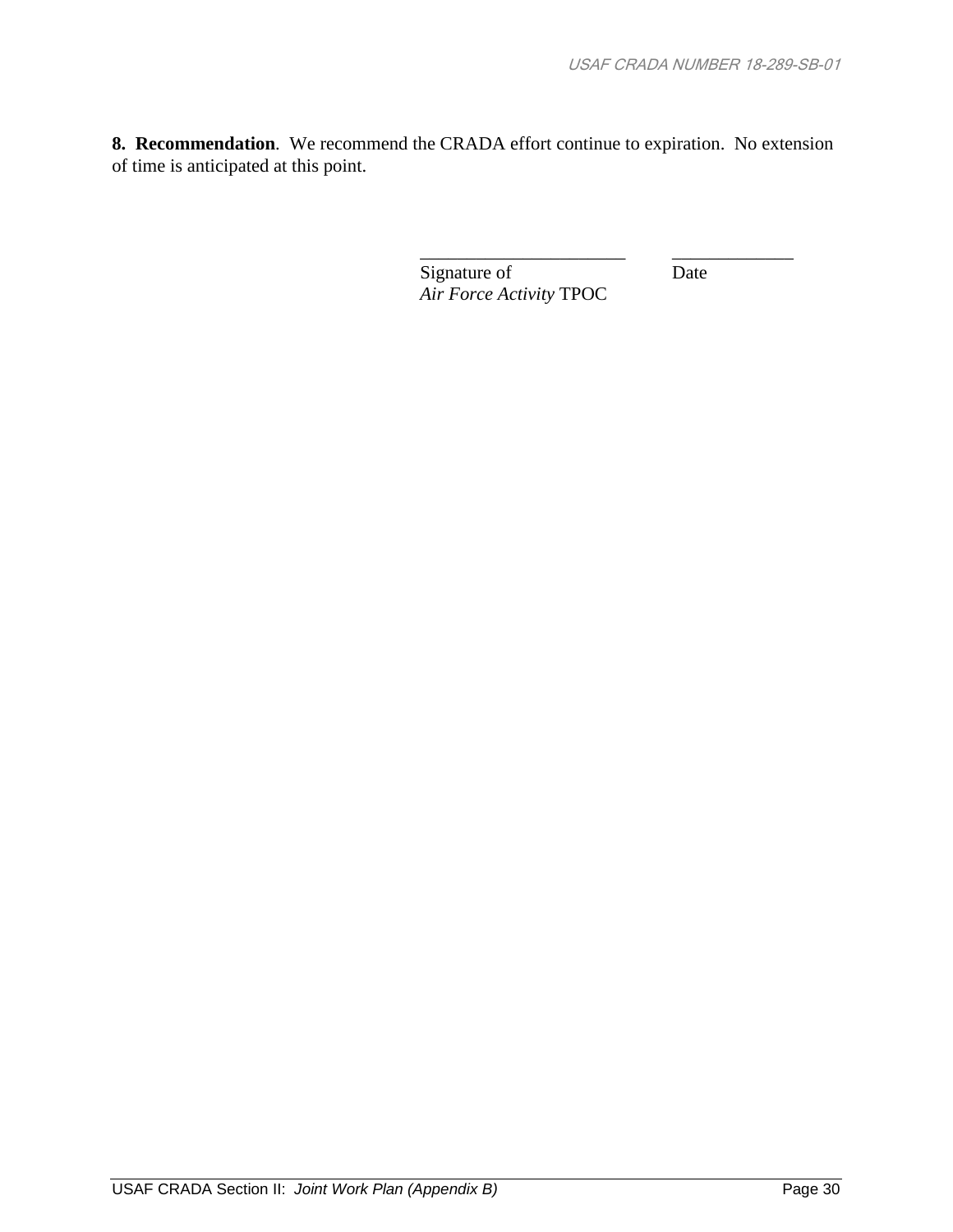**8. Recommendation**. We recommend the CRADA effort continue to expiration. No extension of time is anticipated at this point.

_______________________ _____________

Signature of Date

*Air Force Activity* TPOC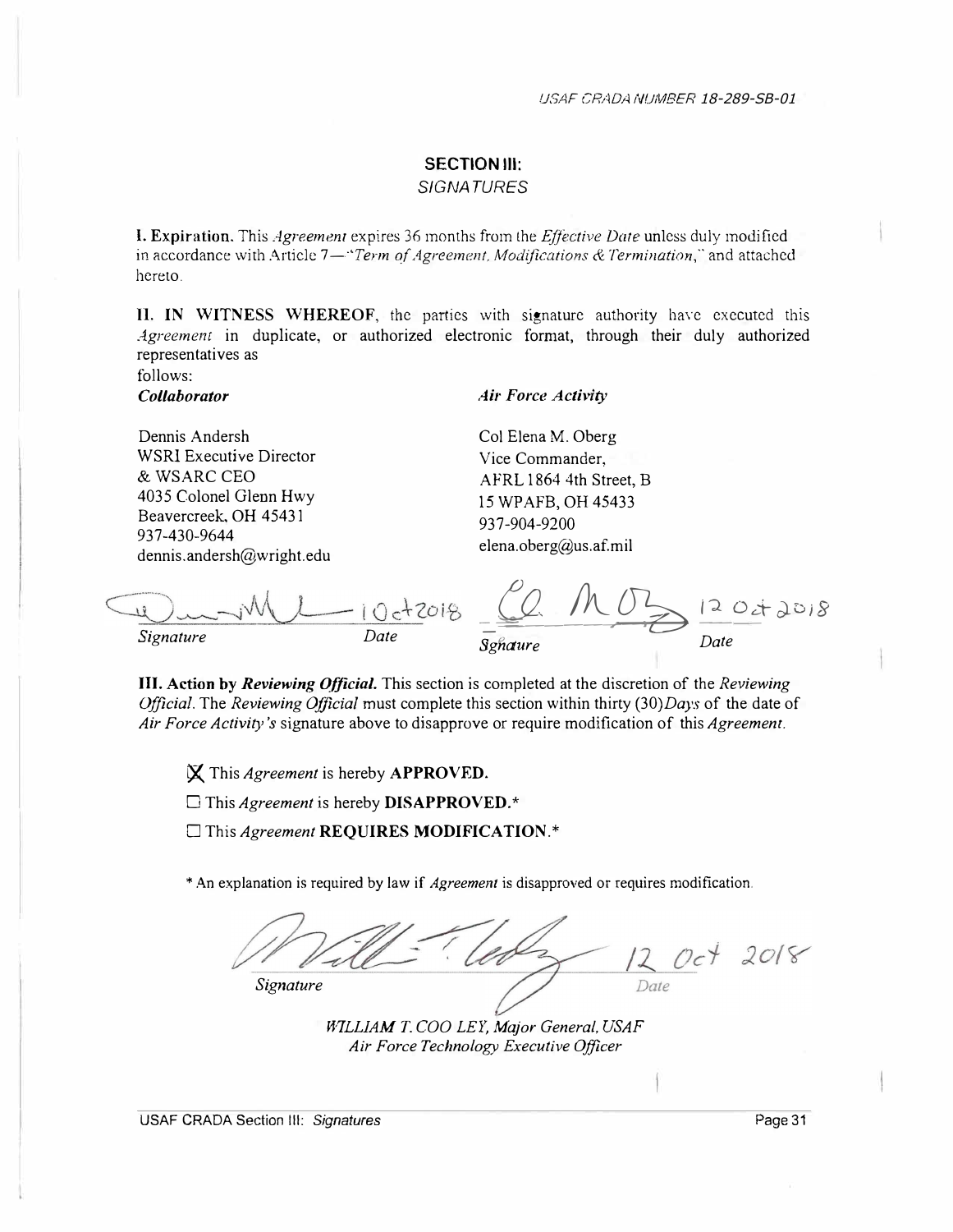## SECTION III:

*SIGNATURES*

**I. Expiration.** This *Agreement* expires 36 months from the *Effective Date* unless duly modified in accordance with Article 7—"*Term of Agreement, Modifications & Termination,*" and attached hereto.

**II. IN WITNESS WHEREOF,** the parties with signature authority have executed this *Agreement* in duplicate, or authorized electronic format, through their duly authorized representatives as follows:

| ***Collaborator*** | ***Air Force Activity*** |
| --- | --- |
| Dennis Andersh<br>WSRI Executive Director<br>& WSARC CEO<br>4035 Colonel Glenn Hwy<br>Beavercreek, OH 45431<br>937-430-9644<br>dennis.andersh@wright.edu | Col Elena M. Oberg<br>Vice Commander,<br>AFRL 1864 4th Street, B<br>15 WPAFB, OH 45433<br>937-904-9200<br>elena.oberg@us.af.mil |
| *Signature* _[signed]_ *Date* 10 Oct 2018 | *Signature* _[signed]_ *Date* 12 Oct 2018 |

**III. Action by *Reviewing Official.*** This section is completed at the discretion of the *Reviewing Official*. The *Reviewing Official* must complete this section within thirty (30) *Days* of the date of *Air Force Activity's* signature above to disapprove or require modification of this *Agreement*.

☒ This *Agreement* is hereby **APPROVED.**

☐ This *Agreement* is hereby **DISAPPROVED.***

☐ This *Agreement* **REQUIRES MODIFICATION.***

* An explanation is required by law if *Agreement* is disapproved or requires modification.

*Signature* _[signed]_ *Date* 12 Oct 2018

*WILLIAM T. COO LEY, Major General, USAF*
*Air Force Technology Executive Officer*